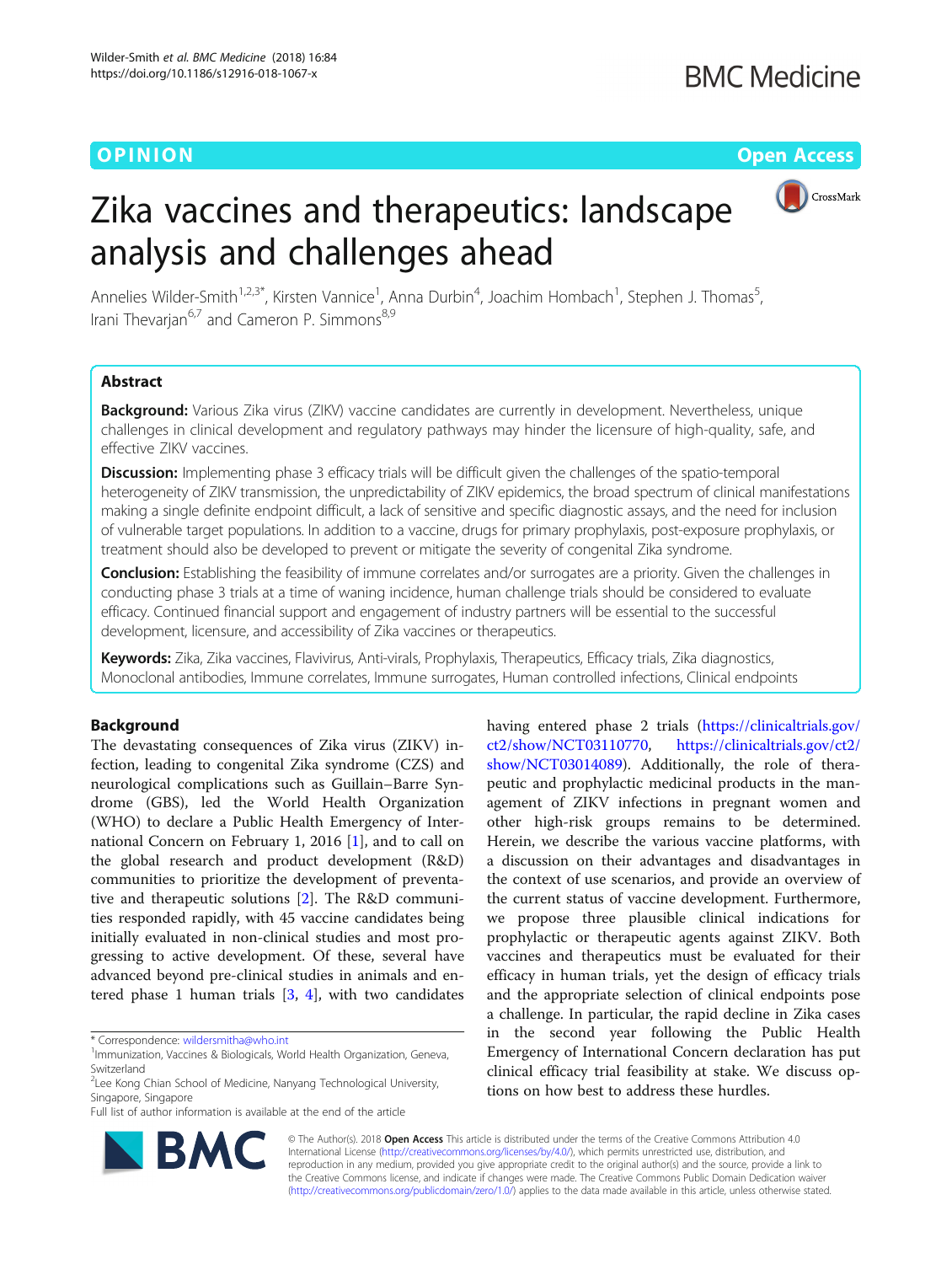OPINION

Open Access

# Zika vaccines and therapeutics: landscape analysis and challenges ahead

Annelies Wilder-Smith[1,2,3*], Kirsten Vannice[1], Anna Durbin[4], Joachim Hombach[1], Stephen J. Thomas[5], Irani Thevarjan[6,7] and Cameron P. Simmons[8,9]

## Abstract

**Background:** Various Zika virus (ZIKV) vaccine candidates are currently in development. Nevertheless, unique challenges in clinical development and regulatory pathways may hinder the licensure of high-quality, safe, and effective ZIKV vaccines.

**Discussion:** Implementing phase 3 efficacy trials will be difficult given the challenges of the spatio-temporal heterogeneity of ZIKV transmission, the unpredictability of ZIKV epidemics, the broad spectrum of clinical manifestations making a single definite endpoint difficult, a lack of sensitive and specific diagnostic assays, and the need for inclusion of vulnerable target populations. In addition to a vaccine, drugs for primary prophylaxis, post-exposure prophylaxis, or treatment should also be developed to prevent or mitigate the severity of congenital Zika syndrome.

**Conclusion:** Establishing the feasibility of immune correlates and/or surrogates are a priority. Given the challenges in conducting phase 3 trials at a time of waning incidence, human challenge trials should be considered to evaluate efficacy. Continued financial support and engagement of industry partners will be essential to the successful development, licensure, and accessibility of Zika vaccines or therapeutics.

**Keywords:** Zika, Zika vaccines, Flavivirus, Anti-virals, Prophylaxis, Therapeutics, Efficacy trials, Zika diagnostics, Monoclonal antibodies, Immune correlates, Immune surrogates, Human controlled infections, Clinical endpoints

## Background

The devastating consequences of Zika virus (ZIKV) infection, leading to congenital Zika syndrome (CZS) and neurological complications such as Guillain–Barre Syndrome (GBS), led the World Health Organization (WHO) to declare a Public Health Emergency of International Concern on February 1, 2016 [1], and to call on the global research and product development (R&D) communities to prioritize the development of preventative and therapeutic solutions [2]. The R&D communities responded rapidly, with 45 vaccine candidates being initially evaluated in non-clinical studies and most progressing to active development. Of these, several have advanced beyond pre-clinical studies in animals and entered phase 1 human trials [3, 4], with two candidates having entered phase 2 trials (https://clinicaltrials.gov/ct2/show/NCT03110770, https://clinicaltrials.gov/ct2/show/NCT03014089). Additionally, the role of therapeutic and prophylactic medicinal products in the management of ZIKV infections in pregnant women and other high-risk groups remains to be determined. Herein, we describe the various vaccine platforms, with a discussion on their advantages and disadvantages in the context of use scenarios, and provide an overview of the current status of vaccine development. Furthermore, we propose three plausible clinical indications for prophylactic or therapeutic agents against ZIKV. Both vaccines and therapeutics must be evaluated for their efficacy in human trials, yet the design of efficacy trials and the appropriate selection of clinical endpoints pose a challenge. In particular, the rapid decline in Zika cases in the second year following the Public Health Emergency of International Concern declaration has put clinical efficacy trial feasibility at stake. We discuss options on how best to address these hurdles.

* Correspondence: wildersmitha@who.int
[1]Immunization, Vaccines & Biologicals, World Health Organization, Geneva, Switzerland
[2]Lee Kong Chian School of Medicine, Nanyang Technological University, Singapore, Singapore
Full list of author information is available at the end of the article

© The Author(s). 2018 **Open Access** This article is distributed under the terms of the Creative Commons Attribution 4.0 International License (http://creativecommons.org/licenses/by/4.0/), which permits unrestricted use, distribution, and reproduction in any medium, provided you give appropriate credit to the original author(s) and the source, provide a link to the Creative Commons license, and indicate if changes were made. The Creative Commons Public Domain Dedication waiver (http://creativecommons.org/publicdomain/zero/1.0/) applies to the data made available in this article, unless otherwise stated.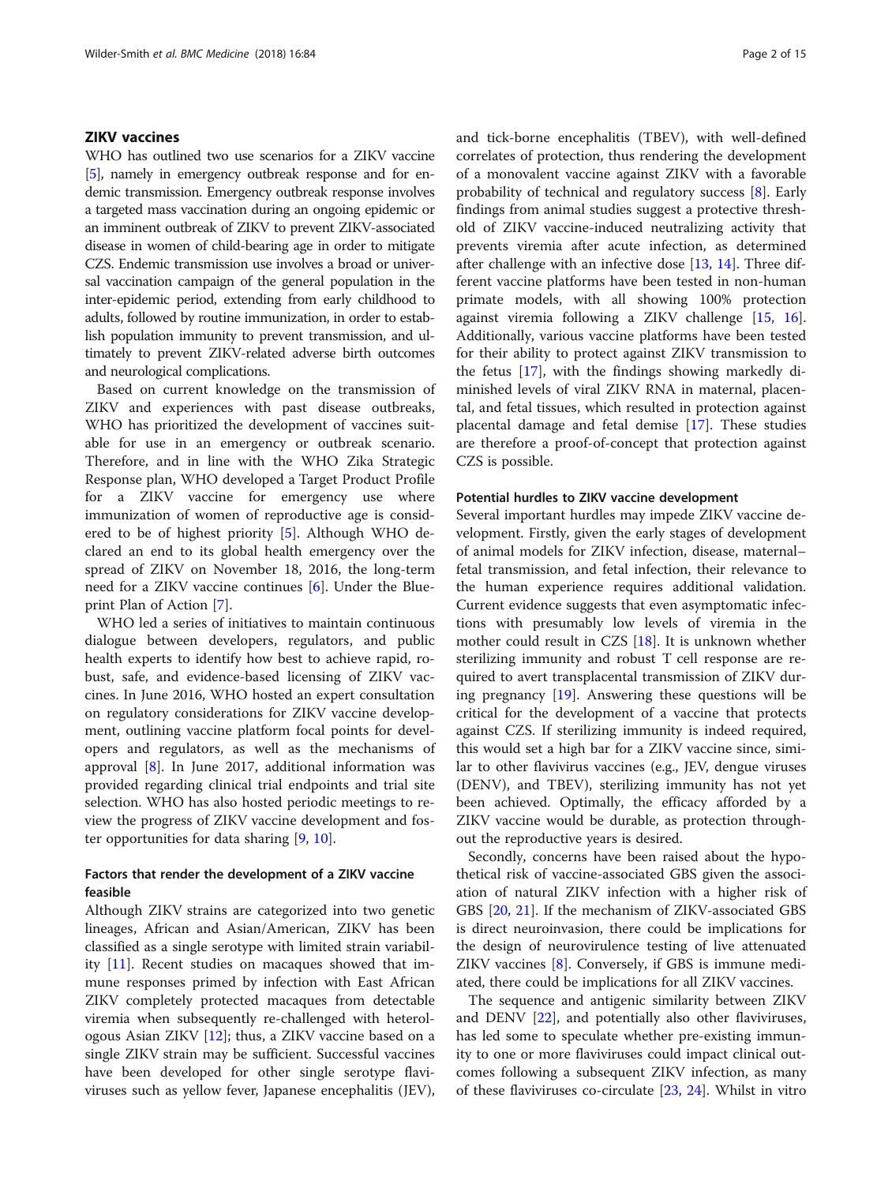## ZIKV vaccines

WHO has outlined two use scenarios for a ZIKV vaccine [5], namely in emergency outbreak response and for endemic transmission. Emergency outbreak response involves a targeted mass vaccination during an ongoing epidemic or an imminent outbreak of ZIKV to prevent ZIKV-associated disease in women of child-bearing age in order to mitigate CZS. Endemic transmission use involves a broad or universal vaccination campaign of the general population in the inter-epidemic period, extending from early childhood to adults, followed by routine immunization, in order to establish population immunity to prevent transmission, and ultimately to prevent ZIKV-related adverse birth outcomes and neurological complications.

Based on current knowledge on the transmission of ZIKV and experiences with past disease outbreaks, WHO has prioritized the development of vaccines suitable for use in an emergency or outbreak scenario. Therefore, and in line with the WHO Zika Strategic Response plan, WHO developed a Target Product Profile for a ZIKV vaccine for emergency use where immunization of women of reproductive age is considered to be of highest priority [5]. Although WHO declared an end to its global health emergency over the spread of ZIKV on November 18, 2016, the long-term need for a ZIKV vaccine continues [6]. Under the Blueprint Plan of Action [7].

WHO led a series of initiatives to maintain continuous dialogue between developers, regulators, and public health experts to identify how best to achieve rapid, robust, safe, and evidence-based licensing of ZIKV vaccines. In June 2016, WHO hosted an expert consultation on regulatory considerations for ZIKV vaccine development, outlining vaccine platform focal points for developers and regulators, as well as the mechanisms of approval [8]. In June 2017, additional information was provided regarding clinical trial endpoints and trial site selection. WHO has also hosted periodic meetings to review the progress of ZIKV vaccine development and foster opportunities for data sharing [9, 10].

### Factors that render the development of a ZIKV vaccine feasible

Although ZIKV strains are categorized into two genetic lineages, African and Asian/American, ZIKV has been classified as a single serotype with limited strain variability [11]. Recent studies on macaques showed that immune responses primed by infection with East African ZIKV completely protected macaques from detectable viremia when subsequently re-challenged with heterologous Asian ZIKV [12]; thus, a ZIKV vaccine based on a single ZIKV strain may be sufficient. Successful vaccines have been developed for other single serotype flaviviruses such as yellow fever, Japanese encephalitis (JEV), and tick-borne encephalitis (TBEV), with well-defined correlates of protection, thus rendering the development of a monovalent vaccine against ZIKV with a favorable probability of technical and regulatory success [8]. Early findings from animal studies suggest a protective threshold of ZIKV vaccine-induced neutralizing activity that prevents viremia after acute infection, as determined after challenge with an infective dose [13, 14]. Three different vaccine platforms have been tested in non-human primate models, with all showing 100% protection against viremia following a ZIKV challenge [15, 16]. Additionally, various vaccine platforms have been tested for their ability to protect against ZIKV transmission to the fetus [17], with the findings showing markedly diminished levels of viral ZIKV RNA in maternal, placental, and fetal tissues, which resulted in protection against placental damage and fetal demise [17]. These studies are therefore a proof-of-concept that protection against CZS is possible.

### Potential hurdles to ZIKV vaccine development

Several important hurdles may impede ZIKV vaccine development. Firstly, given the early stages of development of animal models for ZIKV infection, disease, maternal–fetal transmission, and fetal infection, their relevance to the human experience requires additional validation. Current evidence suggests that even asymptomatic infections with presumably low levels of viremia in the mother could result in CZS [18]. It is unknown whether sterilizing immunity and robust T cell response are required to avert transplacental transmission of ZIKV during pregnancy [19]. Answering these questions will be critical for the development of a vaccine that protects against CZS. If sterilizing immunity is indeed required, this would set a high bar for a ZIKV vaccine since, similar to other flavivirus vaccines (e.g., JEV, dengue viruses (DENV), and TBEV), sterilizing immunity has not yet been achieved. Optimally, the efficacy afforded by a ZIKV vaccine would be durable, as protection throughout the reproductive years is desired.

Secondly, concerns have been raised about the hypothetical risk of vaccine-associated GBS given the association of natural ZIKV infection with a higher risk of GBS [20, 21]. If the mechanism of ZIKV-associated GBS is direct neuroinvasion, there could be implications for the design of neurovirulence testing of live attenuated ZIKV vaccines [8]. Conversely, if GBS is immune mediated, there could be implications for all ZIKV vaccines.

The sequence and antigenic similarity between ZIKV and DENV [22], and potentially also other flaviviruses, has led some to speculate whether pre-existing immunity to one or more flaviviruses could impact clinical outcomes following a subsequent ZIKV infection, as many of these flaviviruses co-circulate [23, 24]. Whilst in vitro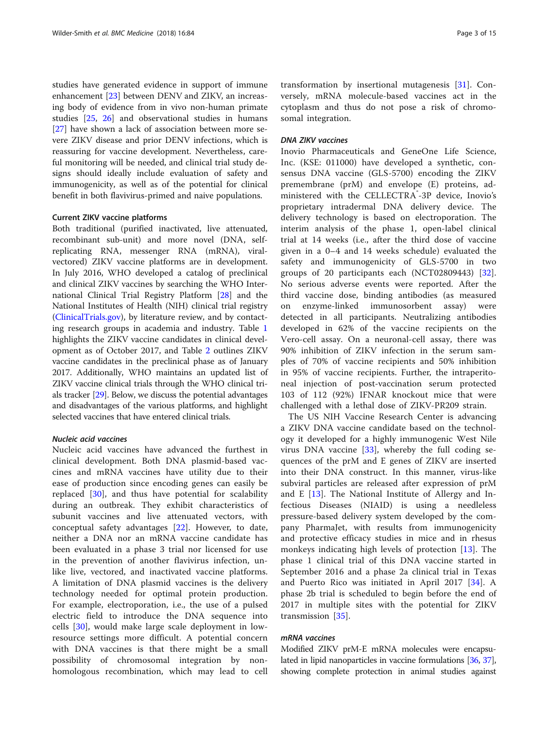studies have generated evidence in support of immune enhancement [23] between DENV and ZIKV, an increasing body of evidence from in vivo non-human primate studies [25, 26] and observational studies in humans [27] have shown a lack of association between more severe ZIKV disease and prior DENV infections, which is reassuring for vaccine development. Nevertheless, careful monitoring will be needed, and clinical trial study designs should ideally include evaluation of safety and immunogenicity, as well as of the potential for clinical benefit in both flavivirus-primed and naive populations.

### Current ZIKV vaccine platforms

Both traditional (purified inactivated, live attenuated, recombinant sub-unit) and more novel (DNA, self-replicating RNA, messenger RNA (mRNA), viral-vectored) ZIKV vaccine platforms are in development. In July 2016, WHO developed a catalog of preclinical and clinical ZIKV vaccines by searching the WHO International Clinical Trial Registry Platform [28] and the National Institutes of Health (NIH) clinical trial registry (ClinicalTrials.gov), by literature review, and by contacting research groups in academia and industry. Table 1 highlights the ZIKV vaccine candidates in clinical development as of October 2017, and Table 2 outlines ZIKV vaccine candidates in the preclinical phase as of January 2017. Additionally, WHO maintains an updated list of ZIKV vaccine clinical trials through the WHO clinical trials tracker [29]. Below, we discuss the potential advantages and disadvantages of the various platforms, and highlight selected vaccines that have entered clinical trials.

#### *Nucleic acid vaccines*

Nucleic acid vaccines have advanced the furthest in clinical development. Both DNA plasmid-based vaccines and mRNA vaccines have utility due to their ease of production since encoding genes can easily be replaced [30], and thus have potential for scalability during an outbreak. They exhibit characteristics of subunit vaccines and live attenuated vectors, with conceptual safety advantages [22]. However, to date, neither a DNA nor an mRNA vaccine candidate has been evaluated in a phase 3 trial nor licensed for use in the prevention of another flavivirus infection, unlike live, vectored, and inactivated vaccine platforms. A limitation of DNA plasmid vaccines is the delivery technology needed for optimal protein production. For example, electroporation, i.e., the use of a pulsed electric field to introduce the DNA sequence into cells [30], would make large scale deployment in low-resource settings more difficult. A potential concern with DNA vaccines is that there might be a small possibility of chromosomal integration by non-homologous recombination, which may lead to cell transformation by insertional mutagenesis [31]. Conversely, mRNA molecule-based vaccines act in the cytoplasm and thus do not pose a risk of chromosomal integration.

#### *DNA ZIKV vaccines*

Inovio Pharmaceuticals and GeneOne Life Science, Inc. (KSE: 011000) have developed a synthetic, consensus DNA vaccine (GLS-5700) encoding the ZIKV premembrane (prM) and envelope (E) proteins, administered with the CELLECTRA®-3P device, Inovio's proprietary intradermal DNA delivery device. The delivery technology is based on electroporation. The interim analysis of the phase 1, open-label clinical trial at 14 weeks (i.e., after the third dose of vaccine given in a 0–4 and 14 weeks schedule) evaluated the safety and immunogenicity of GLS-5700 in two groups of 20 participants each (NCT02809443) [32]. No serious adverse events were reported. After the third vaccine dose, binding antibodies (as measured on enzyme-linked immunosorbent assay) were detected in all participants. Neutralizing antibodies developed in 62% of the vaccine recipients on the Vero-cell assay. On a neuronal-cell assay, there was 90% inhibition of ZIKV infection in the serum samples of 70% of vaccine recipients and 50% inhibition in 95% of vaccine recipients. Further, the intraperitoneal injection of post-vaccination serum protected 103 of 112 (92%) IFNAR knockout mice that were challenged with a lethal dose of ZIKV-PR209 strain.

The US NIH Vaccine Research Center is advancing a ZIKV DNA vaccine candidate based on the technology it developed for a highly immunogenic West Nile virus DNA vaccine [33], whereby the full coding sequences of the prM and E genes of ZIKV are inserted into their DNA construct. In this manner, virus-like subviral particles are released after expression of prM and E [13]. The National Institute of Allergy and Infectious Diseases (NIAID) is using a needleless pressure-based delivery system developed by the company PharmaJet, with results from immunogenicity and protective efficacy studies in mice and in rhesus monkeys indicating high levels of protection [13]. The phase 1 clinical trial of this DNA vaccine started in September 2016 and a phase 2a clinical trial in Texas and Puerto Rico was initiated in April 2017 [34]. A phase 2b trial is scheduled to begin before the end of 2017 in multiple sites with the potential for ZIKV transmission [35].

#### *mRNA vaccines*

Modified ZIKV prM-E mRNA molecules were encapsulated in lipid nanoparticles in vaccine formulations [36, 37], showing complete protection in animal studies against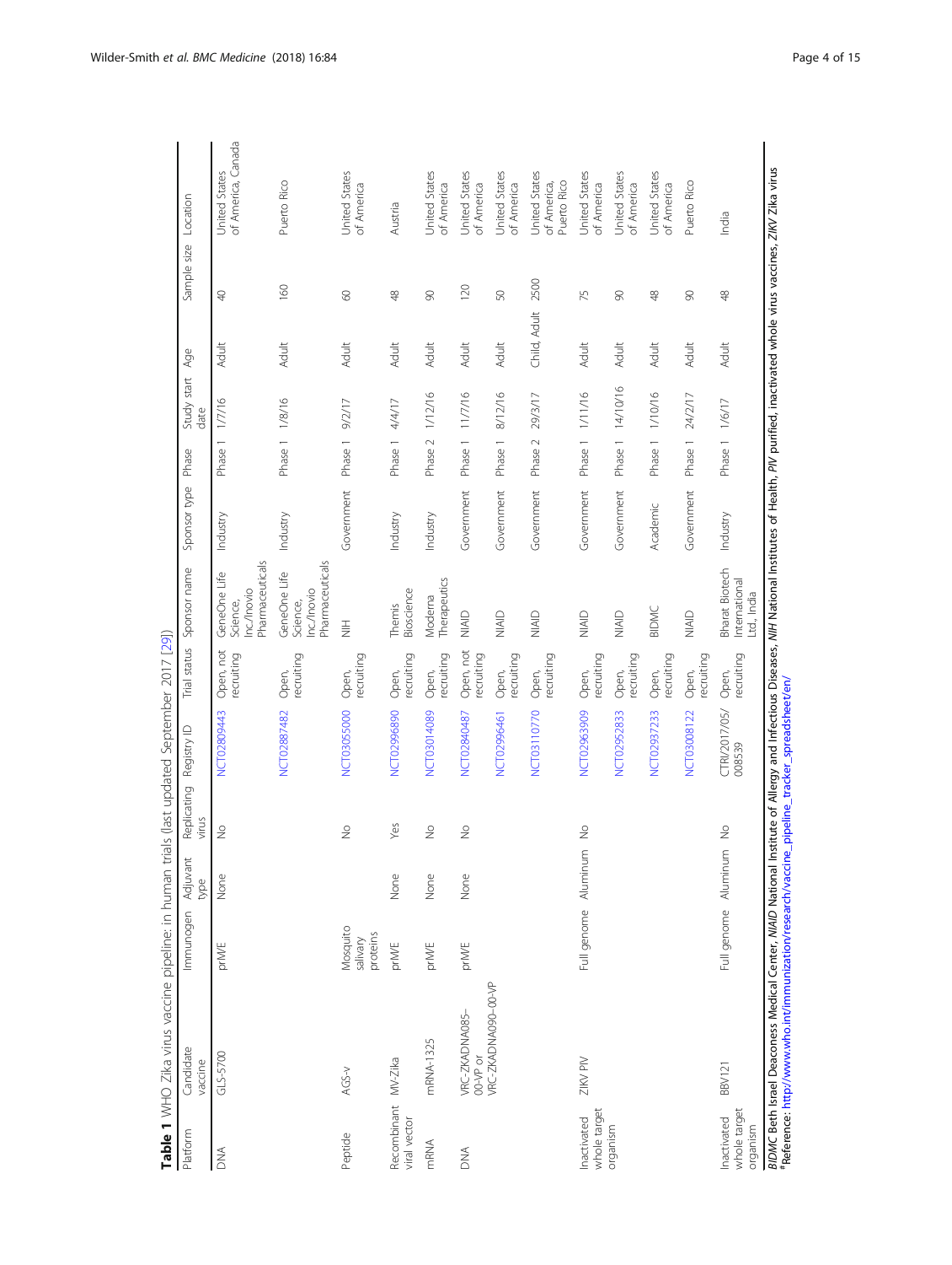**Table 1** WHO Zika virus vaccine pipeline: in human trials (last updated September 2017 [29])

| Platform | Candidate vaccine | Immunogen | Adjuvant type | Replicating virus | Registry ID | Trial status | Sponsor name | Sponsor type | Phase | Study start date | Age | Sample size | Location |
|---|---|---|---|---|---|---|---|---|---|---|---|---|---|
| DNA | GLS-5700 | prM/E | None | No | NCT02809443 | Open, not recruiting | GeneOne Life Science, Inc./Inovio Pharmaceuticals | Industry | Phase 1 | 1/7/16 | Adult | 40 | United States of America, Canada |
| | | | | | NCT02887482 | Open, recruiting | GeneOne Life Science, Inc./Inovio Pharmaceuticals | Industry | Phase 1 | 1/8/16 | Adult | 160 | Puerto Rico |
| Peptide | AGS-v | Mosquito salivary proteins | | No | NCT03055000 | Open, recruiting | NIH | Government | Phase 1 | 9/2/17 | Adult | 60 | United States of America |
| Recombinant viral vector | MV-Zika | prM/E | None | Yes | NCT02996890 | Open, recruiting | Themis Bioscience | Industry | Phase 1 | 4/4/17 | Adult | 48 | Austria |
| mRNA | mRNA-1325 | prM/E | None | No | NCT03014089 | Open, recruiting | Moderna Therapeutics | Industry | Phase 2 | 1/12/16 | Adult | 90 | United States of America |
| DNA | VRC-ZKADNA085–00-VP or VRC-ZKADNA090–00-VP | prM/E | None | No | NCT02840487 | Open, not recruiting | NIAID | Government | Phase 1 | 11/7/16 | Adult | 120 | United States of America |
| | | | | | NCT02996461 | Open, recruiting | NIAID | Government | Phase 1 | 8/12/16 | Adult | 50 | United States of America |
| | | | | | NCT03110770 | Open, recruiting | NIAID | Government | Phase 2 | 29/3/17 | Child, Adult | 2500 | United States of America, Puerto Rico |
| Inactivated whole target organism | ZIKV PIV | Full genome | Aluminum | No | NCT02963909 | Open, recruiting | NIAID | Government | Phase 1 | 1/11/16 | Adult | 75 | United States of America |
| | | | | | NCT02952833 | Open, recruiting | NIAID | Government | Phase 1 | 14/10/16 | Adult | 90 | United States of America |
| | | | | | NCT02937233 | Open, recruiting | BIDMC | Academic | Phase 1 | 1/10/16 | Adult | 48 | United States of America |
| | | | | | NCT03008122 | Open, recruiting | NIAID | Government | Phase 1 | 24/2/17 | Adult | 90 | Puerto Rico |
| Inactivated whole target organism | BBV121 | Full genome | Aluminum | No | CTRI/2017/05/008539 | Open, recruiting | Bharat Biotech International Ltd., India | Industry | Phase 1 | 1/6/17 | Adult | 48 | India |

*BIDMC* Beth Israel Deaconess Medical Center, *NIAID* National Institute of Allergy and Infectious Diseases, *NIH* National Institutes of Health, *PIV* purified, inactivated whole virus vaccines, *ZIKV* Zika virus
[a]Reference: http://www.who.int/immunization/research/vaccine_pipeline_tracker_spreadsheet/en/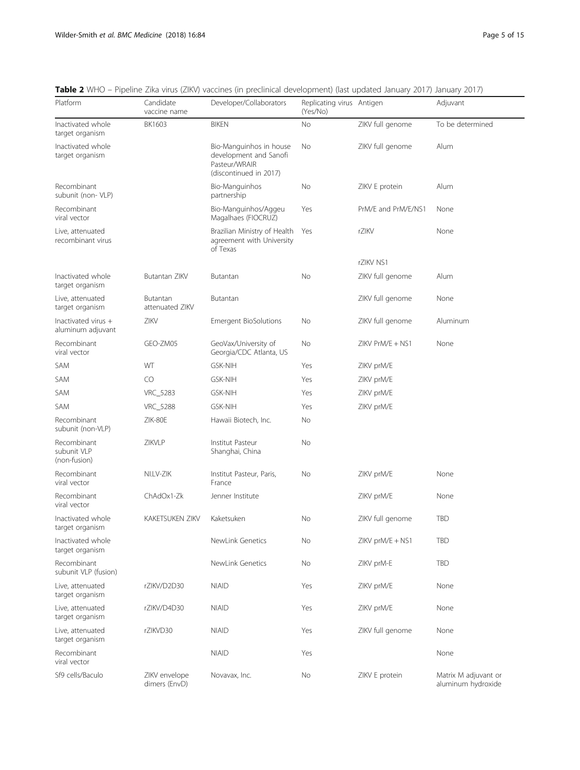**Table 2** WHO – Pipeline Zika virus (ZIKV) vaccines (in preclinical development) (last updated January 2017) January 2017)

| Platform | Candidate vaccine name | Developer/Collaborators | Replicating virus (Yes/No) | Antigen | Adjuvant |
|---|---|---|---|---|---|
| Inactivated whole target organism | BK1603 | BIKEN | No | ZIKV full genome | To be determined |
| Inactivated whole target organism | | Bio-Manguinhos in house development and Sanofi Pasteur/WRAIR (discontinued in 2017) | No | ZIKV full genome | Alum |
| Recombinant subunit (non- VLP) | | Bio-Manguinhos partnership | No | ZIKV E protein | Alum |
| Recombinant viral vector | | Bio-Manguinhos/Aggeu Magalhaes (FIOCRUZ) | Yes | PrM/E and PrM/E/NS1 | None |
| Live, attenuated recombinant virus | | Brazilian Ministry of Health agreement with University of Texas | Yes | rZIKV | None |
| | | | | rZIKV NS1 | |
| Inactivated whole target organism | Butantan ZIKV | Butantan | No | ZIKV full genome | Alum |
| Live, attenuated target organism | Butantan attenuated ZIKV | Butantan | | ZIKV full genome | None |
| Inactivated virus + aluminum adjuvant | ZIKV | Emergent BioSolutions | No | ZIKV full genome | Aluminum |
| Recombinant viral vector | GEO-ZM05 | GeoVax/University of Georgia/CDC Atlanta, US | No | ZIKV PrM/E + NS1 | None |
| SAM | WT | GSK-NIH | Yes | ZIKV prM/E | |
| SAM | CO | GSK-NIH | Yes | ZIKV prM/E | |
| SAM | VRC_5283 | GSK-NIH | Yes | ZIKV prM/E | |
| SAM | VRC_5288 | GSK-NIH | Yes | ZIKV prM/E | |
| Recombinant subunit (non-VLP) | ZIK-80E | Hawaii Biotech, Inc. | No | | |
| Recombinant subunit VLP (non-fusion) | ZIKVLP | Institut Pasteur Shanghai, China | No | | |
| Recombinant viral vector | NI.LV-ZIK | Institut Pasteur, Paris, France | No | ZIKV prM/E | None |
| Recombinant viral vector | ChAdOx1-Zk | Jenner Institute | | ZIKV prM/E | None |
| Inactivated whole target organism | KAKETSUKEN ZIKV | Kaketsuken | No | ZIKV full genome | TBD |
| Inactivated whole target organism | | NewLink Genetics | No | ZIKV prM/E + NS1 | TBD |
| Recombinant subunit VLP (fusion) | | NewLink Genetics | No | ZIKV prM-E | TBD |
| Live, attenuated target organism | rZIKV/D2D30 | NIAID | Yes | ZIKV prM/E | None |
| Live, attenuated target organism | rZIKV/D4D30 | NIAID | Yes | ZIKV prM/E | None |
| Live, attenuated target organism | rZIKVD30 | NIAID | Yes | ZIKV full genome | None |
| Recombinant viral vector | | NIAID | Yes | | None |
| Sf9 cells/Baculo | ZIKV envelope dimers (EnvD) | Novavax, Inc. | No | ZIKV E protein | Matrix M adjuvant or aluminum hydroxide |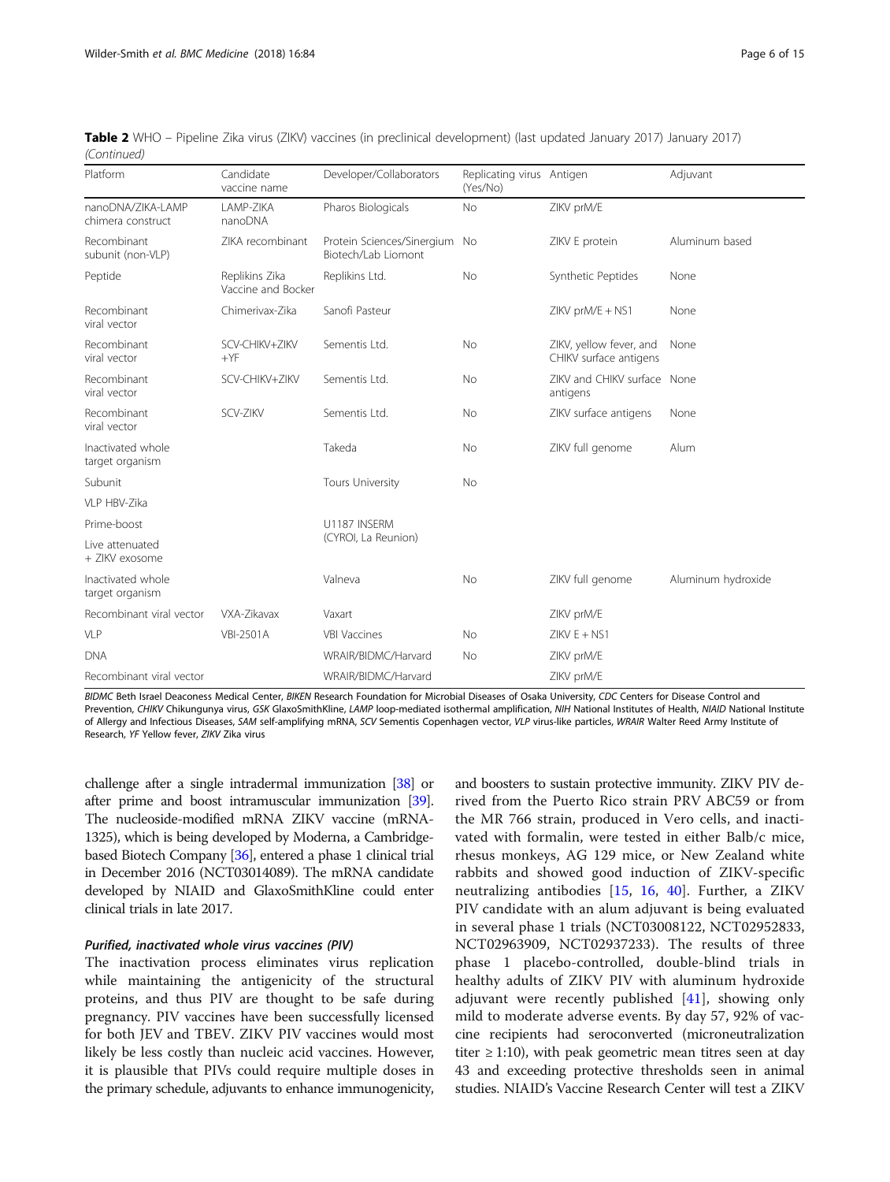**Table 2** WHO – Pipeline Zika virus (ZIKV) vaccines (in preclinical development) (last updated January 2017) January 2017) *(Continued)*

| Platform | Candidate vaccine name | Developer/Collaborators | Replicating virus (Yes/No) | Antigen | Adjuvant |
|---|---|---|---|---|---|
| nanoDNA/ZIKA-LAMP chimera construct | LAMP-ZIKA nanoDNA | Pharos Biologicals | No | ZIKV prM/E | |
| Recombinant subunit (non-VLP) | ZIKA recombinant | Protein Sciences/Sinergium Biotech/Lab Liomont | No | ZIKV E protein | Aluminum based |
| Peptide | Replikins Zika Vaccine and Bocker | Replikins Ltd. | No | Synthetic Peptides | None |
| Recombinant viral vector | Chimerivax-Zika | Sanofi Pasteur | | ZIKV prM/E + NS1 | None |
| Recombinant viral vector | SCV-CHIKV+ZIKV +YF | Sementis Ltd. | No | ZIKV, yellow fever, and CHIKV surface antigens | None |
| Recombinant viral vector | SCV-CHIKV+ZIKV | Sementis Ltd. | No | ZIKV and CHIKV surface antigens | None |
| Recombinant viral vector | SCV-ZIKV | Sementis Ltd. | No | ZIKV surface antigens | None |
| Inactivated whole target organism | | Takeda | No | ZIKV full genome | Alum |
| Subunit | | Tours University | No | | |
| VLP HBV-Zika | | | | | |
| Prime-boost | | U1187 INSERM (CYROI, La Reunion) | | | |
| Live attenuated + ZIKV exosome | | | | | |
| Inactivated whole target organism | | Valneva | No | ZIKV full genome | Aluminum hydroxide |
| Recombinant viral vector | VXA-Zikavax | Vaxart | | ZIKV prM/E | |
| VLP | VBI-2501A | VBI Vaccines | No | ZIKV E + NS1 | |
| DNA | | WRAIR/BIDMC/Harvard | No | ZIKV prM/E | |
| Recombinant viral vector | | WRAIR/BIDMC/Harvard | | ZIKV prM/E | |

*BIDMC* Beth Israel Deaconess Medical Center, *BIKEN* Research Foundation for Microbial Diseases of Osaka University, *CDC* Centers for Disease Control and Prevention, *CHIKV* Chikungunya virus, *GSK* GlaxoSmithKline, *LAMP* loop-mediated isothermal amplification, *NIH* National Institutes of Health, *NIAID* National Institute of Allergy and Infectious Diseases, *SAM* self-amplifying mRNA, *SCV* Sementis Copenhagen vector, *VLP* virus-like particles, *WRAIR* Walter Reed Army Institute of Research, *YF* Yellow fever, *ZIKV* Zika virus

challenge after a single intradermal immunization [38] or after prime and boost intramuscular immunization [39]. The nucleoside-modified mRNA ZIKV vaccine (mRNA-1325), which is being developed by Moderna, a Cambridge-based Biotech Company [36], entered a phase 1 clinical trial in December 2016 (NCT03014089). The mRNA candidate developed by NIAID and GlaxoSmithKline could enter clinical trials in late 2017.

#### *Purified, inactivated whole virus vaccines (PIV)*

The inactivation process eliminates virus replication while maintaining the antigenicity of the structural proteins, and thus PIV are thought to be safe during pregnancy. PIV vaccines have been successfully licensed for both JEV and TBEV. ZIKV PIV vaccines would most likely be less costly than nucleic acid vaccines. However, it is plausible that PIVs could require multiple doses in the primary schedule, adjuvants to enhance immunogenicity, and boosters to sustain protective immunity. ZIKV PIV derived from the Puerto Rico strain PRV ABC59 or from the MR 766 strain, produced in Vero cells, and inactivated with formalin, were tested in either Balb/c mice, rhesus monkeys, AG 129 mice, or New Zealand white rabbits and showed good induction of ZIKV-specific neutralizing antibodies [15, 16, 40]. Further, a ZIKV PIV candidate with an alum adjuvant is being evaluated in several phase 1 trials (NCT03008122, NCT02952833, NCT02963909, NCT02937233). The results of three phase 1 placebo-controlled, double-blind trials in healthy adults of ZIKV PIV with aluminum hydroxide adjuvant were recently published [41], showing only mild to moderate adverse events. By day 57, 92% of vaccine recipients had seroconverted (microneutralization titer ≥ 1:10), with peak geometric mean titres seen at day 43 and exceeding protective thresholds seen in animal studies. NIAID's Vaccine Research Center will test a ZIKV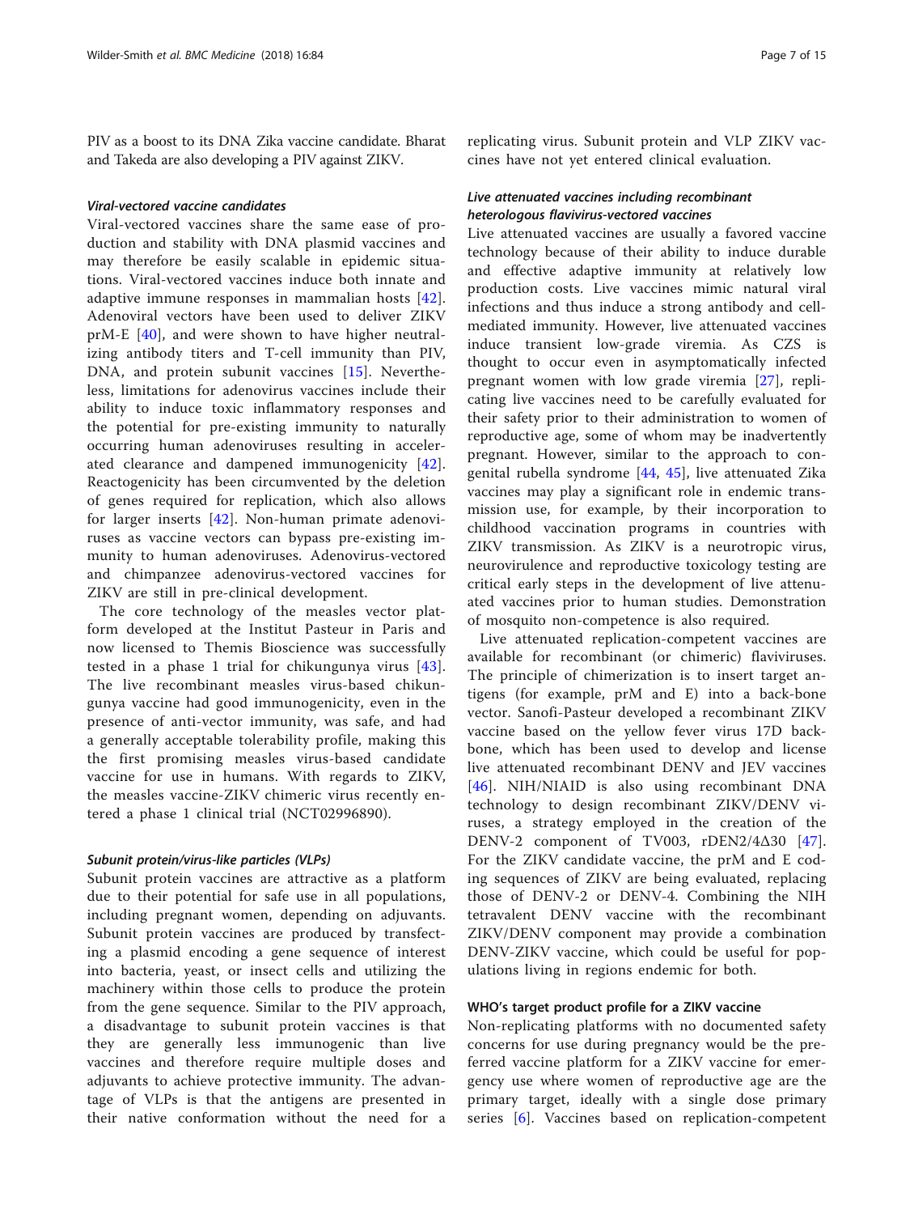PIV as a boost to its DNA Zika vaccine candidate. Bharat and Takeda are also developing a PIV against ZIKV.

#### *Viral-vectored vaccine candidates*

Viral-vectored vaccines share the same ease of production and stability with DNA plasmid vaccines and may therefore be easily scalable in epidemic situations. Viral-vectored vaccines induce both innate and adaptive immune responses in mammalian hosts [42]. Adenoviral vectors have been used to deliver ZIKV prM-E [40], and were shown to have higher neutralizing antibody titers and T-cell immunity than PIV, DNA, and protein subunit vaccines [15]. Nevertheless, limitations for adenovirus vaccines include their ability to induce toxic inflammatory responses and the potential for pre-existing immunity to naturally occurring human adenoviruses resulting in accelerated clearance and dampened immunogenicity [42]. Reactogenicity has been circumvented by the deletion of genes required for replication, which also allows for larger inserts [42]. Non-human primate adenoviruses as vaccine vectors can bypass pre-existing immunity to human adenoviruses. Adenovirus-vectored and chimpanzee adenovirus-vectored vaccines for ZIKV are still in pre-clinical development.

The core technology of the measles vector platform developed at the Institut Pasteur in Paris and now licensed to Themis Bioscience was successfully tested in a phase 1 trial for chikungunya virus [43]. The live recombinant measles virus-based chikungunya vaccine had good immunogenicity, even in the presence of anti-vector immunity, was safe, and had a generally acceptable tolerability profile, making this the first promising measles virus-based candidate vaccine for use in humans. With regards to ZIKV, the measles vaccine-ZIKV chimeric virus recently entered a phase 1 clinical trial (NCT02996890).

#### *Subunit protein/virus-like particles (VLPs)*

Subunit protein vaccines are attractive as a platform due to their potential for safe use in all populations, including pregnant women, depending on adjuvants. Subunit protein vaccines are produced by transfecting a plasmid encoding a gene sequence of interest into bacteria, yeast, or insect cells and utilizing the machinery within those cells to produce the protein from the gene sequence. Similar to the PIV approach, a disadvantage to subunit protein vaccines is that they are generally less immunogenic than live vaccines and therefore require multiple doses and adjuvants to achieve protective immunity. The advantage of VLPs is that the antigens are presented in their native conformation without the need for a replicating virus. Subunit protein and VLP ZIKV vaccines have not yet entered clinical evaluation.

#### *Live attenuated vaccines including recombinant heterologous flavivirus-vectored vaccines*

Live attenuated vaccines are usually a favored vaccine technology because of their ability to induce durable and effective adaptive immunity at relatively low production costs. Live vaccines mimic natural viral infections and thus induce a strong antibody and cell-mediated immunity. However, live attenuated vaccines induce transient low-grade viremia. As CZS is thought to occur even in asymptomatically infected pregnant women with low grade viremia [27], replicating live vaccines need to be carefully evaluated for their safety prior to their administration to women of reproductive age, some of whom may be inadvertently pregnant. However, similar to the approach to congenital rubella syndrome [44, 45], live attenuated Zika vaccines may play a significant role in endemic transmission use, for example, by their incorporation to childhood vaccination programs in countries with ZIKV transmission. As ZIKV is a neurotropic virus, neurovirulence and reproductive toxicology testing are critical early steps in the development of live attenuated vaccines prior to human studies. Demonstration of mosquito non-competence is also required.

Live attenuated replication-competent vaccines are available for recombinant (or chimeric) flaviviruses. The principle of chimerization is to insert target antigens (for example, prM and E) into a back-bone vector. Sanofi-Pasteur developed a recombinant ZIKV vaccine based on the yellow fever virus 17D backbone, which has been used to develop and license live attenuated recombinant DENV and JEV vaccines [46]. NIH/NIAID is also using recombinant DNA technology to design recombinant ZIKV/DENV viruses, a strategy employed in the creation of the DENV-2 component of TV003, rDEN2/4Δ30 [47]. For the ZIKV candidate vaccine, the prM and E coding sequences of ZIKV are being evaluated, replacing those of DENV-2 or DENV-4. Combining the NIH tetravalent DENV vaccine with the recombinant ZIKV/DENV component may provide a combination DENV-ZIKV vaccine, which could be useful for populations living in regions endemic for both.

### WHO's target product profile for a ZIKV vaccine

Non-replicating platforms with no documented safety concerns for use during pregnancy would be the preferred vaccine platform for a ZIKV vaccine for emergency use where women of reproductive age are the primary target, ideally with a single dose primary series [6]. Vaccines based on replication-competent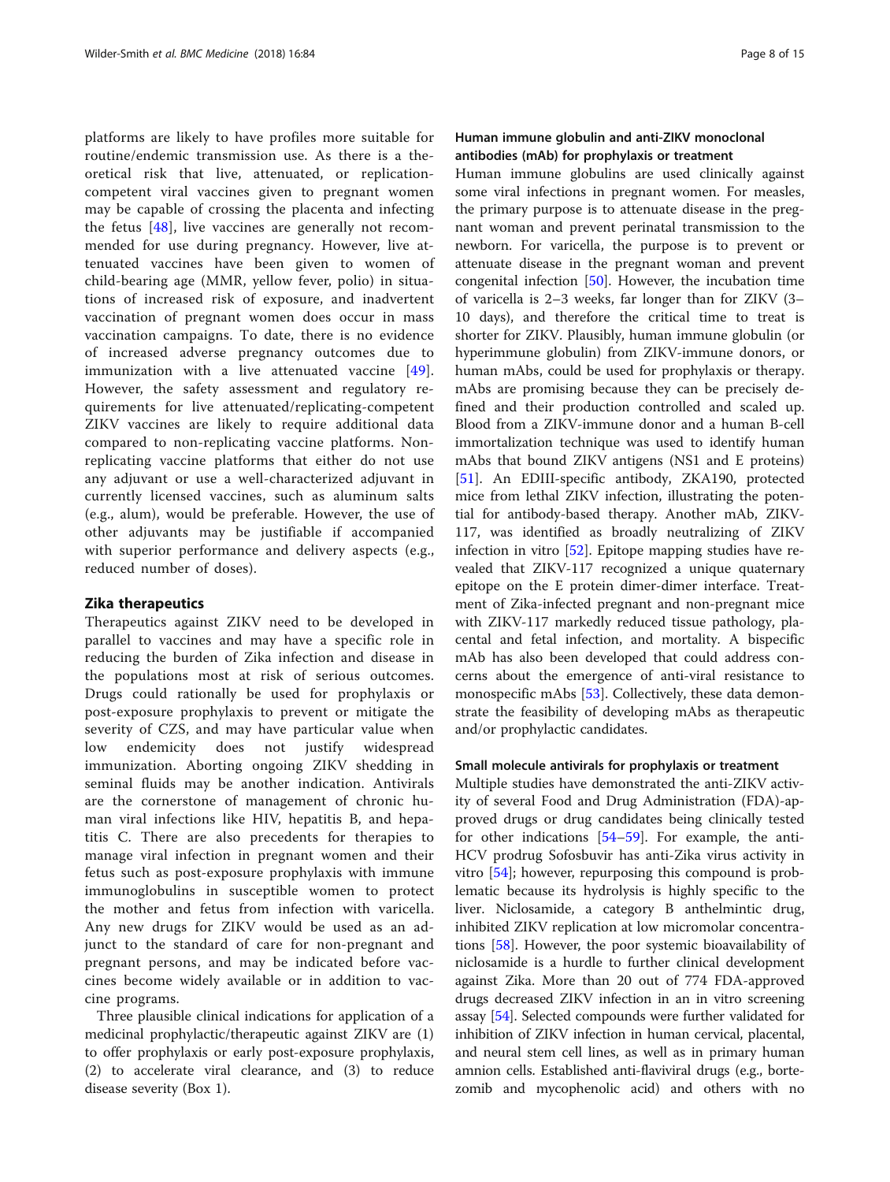platforms are likely to have profiles more suitable for routine/endemic transmission use. As there is a theoretical risk that live, attenuated, or replication-competent viral vaccines given to pregnant women may be capable of crossing the placenta and infecting the fetus [48], live vaccines are generally not recommended for use during pregnancy. However, live attenuated vaccines have been given to women of child-bearing age (MMR, yellow fever, polio) in situations of increased risk of exposure, and inadvertent vaccination of pregnant women does occur in mass vaccination campaigns. To date, there is no evidence of increased adverse pregnancy outcomes due to immunization with a live attenuated vaccine [49]. However, the safety assessment and regulatory requirements for live attenuated/replicating-competent ZIKV vaccines are likely to require additional data compared to non-replicating vaccine platforms. Non-replicating vaccine platforms that either do not use any adjuvant or use a well-characterized adjuvant in currently licensed vaccines, such as aluminum salts (e.g., alum), would be preferable. However, the use of other adjuvants may be justifiable if accompanied with superior performance and delivery aspects (e.g., reduced number of doses).

## Zika therapeutics

Therapeutics against ZIKV need to be developed in parallel to vaccines and may have a specific role in reducing the burden of Zika infection and disease in the populations most at risk of serious outcomes. Drugs could rationally be used for prophylaxis or post-exposure prophylaxis to prevent or mitigate the severity of CZS, and may have particular value when low endemicity does not justify widespread immunization. Aborting ongoing ZIKV shedding in seminal fluids may be another indication. Antivirals are the cornerstone of management of chronic human viral infections like HIV, hepatitis B, and hepatitis C. There are also precedents for therapies to manage viral infection in pregnant women and their fetus such as post-exposure prophylaxis with immune immunoglobulins in susceptible women to protect the mother and fetus from infection with varicella. Any new drugs for ZIKV would be used as an adjunct to the standard of care for non-pregnant and pregnant persons, and may be indicated before vaccines become widely available or in addition to vaccine programs.

Three plausible clinical indications for application of a medicinal prophylactic/therapeutic against ZIKV are (1) to offer prophylaxis or early post-exposure prophylaxis, (2) to accelerate viral clearance, and (3) to reduce disease severity (Box 1).

### Human immune globulin and anti-ZIKV monoclonal antibodies (mAb) for prophylaxis or treatment

Human immune globulins are used clinically against some viral infections in pregnant women. For measles, the primary purpose is to attenuate disease in the pregnant woman and prevent perinatal transmission to the newborn. For varicella, the purpose is to prevent or attenuate disease in the pregnant woman and prevent congenital infection [50]. However, the incubation time of varicella is 2–3 weeks, far longer than for ZIKV (3–10 days), and therefore the critical time to treat is shorter for ZIKV. Plausibly, human immune globulin (or hyperimmune globulin) from ZIKV-immune donors, or human mAbs, could be used for prophylaxis or therapy. mAbs are promising because they can be precisely defined and their production controlled and scaled up. Blood from a ZIKV-immune donor and a human B-cell immortalization technique was used to identify human mAbs that bound ZIKV antigens (NS1 and E proteins) [51]. An EDIII-specific antibody, ZKA190, protected mice from lethal ZIKV infection, illustrating the potential for antibody-based therapy. Another mAb, ZIKV-117, was identified as broadly neutralizing of ZIKV infection in vitro [52]. Epitope mapping studies have revealed that ZIKV-117 recognized a unique quaternary epitope on the E protein dimer-dimer interface. Treatment of Zika-infected pregnant and non-pregnant mice with ZIKV-117 markedly reduced tissue pathology, placental and fetal infection, and mortality. A bispecific mAb has also been developed that could address concerns about the emergence of anti-viral resistance to monospecific mAbs [53]. Collectively, these data demonstrate the feasibility of developing mAbs as therapeutic and/or prophylactic candidates.

### Small molecule antivirals for prophylaxis or treatment

Multiple studies have demonstrated the anti-ZIKV activity of several Food and Drug Administration (FDA)-approved drugs or drug candidates being clinically tested for other indications [54–59]. For example, the anti-HCV prodrug Sofosbuvir has anti-Zika virus activity in vitro [54]; however, repurposing this compound is problematic because its hydrolysis is highly specific to the liver. Niclosamide, a category B anthelmintic drug, inhibited ZIKV replication at low micromolar concentrations [58]. However, the poor systemic bioavailability of niclosamide is a hurdle to further clinical development against Zika. More than 20 out of 774 FDA-approved drugs decreased ZIKV infection in an in vitro screening assay [54]. Selected compounds were further validated for inhibition of ZIKV infection in human cervical, placental, and neural stem cell lines, as well as in primary human amnion cells. Established anti-flaviviral drugs (e.g., bortezomib and mycophenolic acid) and others with no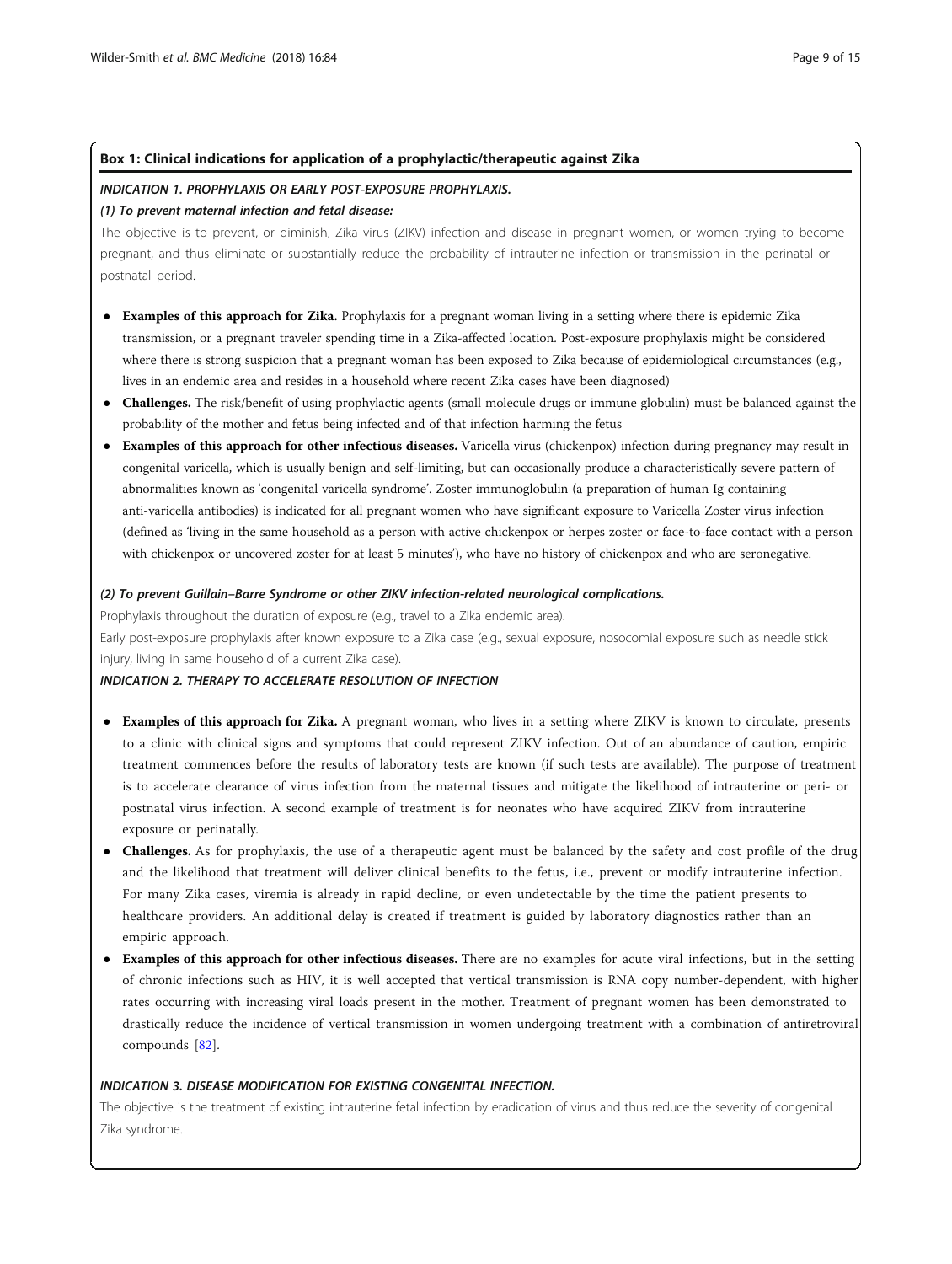### Box 1: Clinical indications for application of a prophylactic/therapeutic against Zika

***INDICATION 1. PROPHYLAXIS OR EARLY POST-EXPOSURE PROPHYLAXIS.***

***(1) To prevent maternal infection and fetal disease:***

The objective is to prevent, or diminish, Zika virus (ZIKV) infection and disease in pregnant women, or women trying to become pregnant, and thus eliminate or substantially reduce the probability of intrauterine infection or transmission in the perinatal or postnatal period.

- **Examples of this approach for Zika.** Prophylaxis for a pregnant woman living in a setting where there is epidemic Zika transmission, or a pregnant traveler spending time in a Zika-affected location. Post-exposure prophylaxis might be considered where there is strong suspicion that a pregnant woman has been exposed to Zika because of epidemiological circumstances (e.g., lives in an endemic area and resides in a household where recent Zika cases have been diagnosed)
- **Challenges.** The risk/benefit of using prophylactic agents (small molecule drugs or immune globulin) must be balanced against the probability of the mother and fetus being infected and of that infection harming the fetus
- **Examples of this approach for other infectious diseases.** Varicella virus (chickenpox) infection during pregnancy may result in congenital varicella, which is usually benign and self-limiting, but can occasionally produce a characteristically severe pattern of abnormalities known as 'congenital varicella syndrome'. Zoster immunoglobulin (a preparation of human Ig containing anti-varicella antibodies) is indicated for all pregnant women who have significant exposure to Varicella Zoster virus infection (defined as 'living in the same household as a person with active chickenpox or herpes zoster or face-to-face contact with a person with chickenpox or uncovered zoster for at least 5 minutes'), who have no history of chickenpox and who are seronegative.

***(2) To prevent Guillain–Barre Syndrome or other ZIKV infection-related neurological complications.***

Prophylaxis throughout the duration of exposure (e.g., travel to a Zika endemic area).

Early post-exposure prophylaxis after known exposure to a Zika case (e.g., sexual exposure, nosocomial exposure such as needle stick injury, living in same household of a current Zika case).

***INDICATION 2. THERAPY TO ACCELERATE RESOLUTION OF INFECTION***

- **Examples of this approach for Zika.** A pregnant woman, who lives in a setting where ZIKV is known to circulate, presents to a clinic with clinical signs and symptoms that could represent ZIKV infection. Out of an abundance of caution, empiric treatment commences before the results of laboratory tests are known (if such tests are available). The purpose of treatment is to accelerate clearance of virus infection from the maternal tissues and mitigate the likelihood of intrauterine or peri- or postnatal virus infection. A second example of treatment is for neonates who have acquired ZIKV from intrauterine exposure or perinatally.
- **Challenges.** As for prophylaxis, the use of a therapeutic agent must be balanced by the safety and cost profile of the drug and the likelihood that treatment will deliver clinical benefits to the fetus, i.e., prevent or modify intrauterine infection. For many Zika cases, viremia is already in rapid decline, or even undetectable by the time the patient presents to healthcare providers. An additional delay is created if treatment is guided by laboratory diagnostics rather than an empiric approach.
- **Examples of this approach for other infectious diseases.** There are no examples for acute viral infections, but in the setting of chronic infections such as HIV, it is well accepted that vertical transmission is RNA copy number-dependent, with higher rates occurring with increasing viral loads present in the mother. Treatment of pregnant women has been demonstrated to drastically reduce the incidence of vertical transmission in women undergoing treatment with a combination of antiretroviral compounds [82].

***INDICATION 3. DISEASE MODIFICATION FOR EXISTING CONGENITAL INFECTION.***

The objective is the treatment of existing intrauterine fetal infection by eradication of virus and thus reduce the severity of congenital Zika syndrome.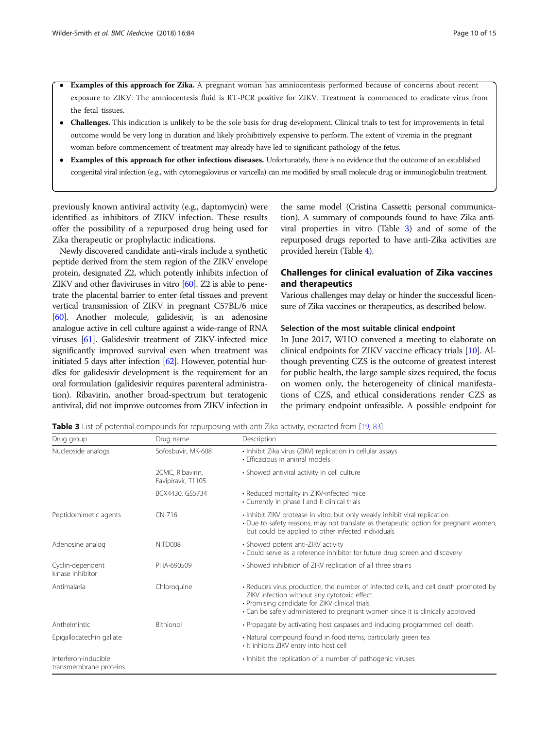- **Examples of this approach for Zika.** A pregnant woman has amniocentesis performed because of concerns about recent exposure to ZIKV. The amniocentesis fluid is RT-PCR positive for ZIKV. Treatment is commenced to eradicate virus from the fetal tissues.
- **Challenges.** This indication is unlikely to be the sole basis for drug development. Clinical trials to test for improvements in fetal outcome would be very long in duration and likely prohibitively expensive to perform. The extent of viremia in the pregnant woman before commencement of treatment may already have led to significant pathology of the fetus.
- **Examples of this approach for other infectious diseases.** Unfortunately, there is no evidence that the outcome of an established congenital viral infection (e.g., with cytomegalovirus or varicella) can me modified by small molecule drug or immunoglobulin treatment.

previously known antiviral activity (e.g., daptomycin) were identified as inhibitors of ZIKV infection. These results offer the possibility of a repurposed drug being used for Zika therapeutic or prophylactic indications.

Newly discovered candidate anti-virals include a synthetic peptide derived from the stem region of the ZIKV envelope protein, designated Z2, which potently inhibits infection of ZIKV and other flaviviruses in vitro [60]. Z2 is able to penetrate the placental barrier to enter fetal tissues and prevent vertical transmission of ZIKV in pregnant C57BL/6 mice [60]. Another molecule, galidesivir, is an adenosine analogue active in cell culture against a wide-range of RNA viruses [61]. Galidesivir treatment of ZIKV-infected mice significantly improved survival even when treatment was initiated 5 days after infection [62]. However, potential hurdles for galidesivir development is the requirement for an oral formulation (galidesivir requires parenteral administration). Ribavirin, another broad-spectrum but teratogenic antiviral, did not improve outcomes from ZIKV infection in the same model (Cristina Cassetti; personal communication). A summary of compounds found to have Zika antiviral properties in vitro (Table 3) and of some of the repurposed drugs reported to have anti-Zika activities are provided herein (Table 4).

## Challenges for clinical evaluation of Zika vaccines and therapeutics

Various challenges may delay or hinder the successful licensure of Zika vaccines or therapeutics, as described below.

### Selection of the most suitable clinical endpoint

In June 2017, WHO convened a meeting to elaborate on clinical endpoints for ZIKV vaccine efficacy trials [10]. Although preventing CZS is the outcome of greatest interest for public health, the large sample sizes required, the focus on women only, the heterogeneity of clinical manifestations of CZS, and ethical considerations render CZS as the primary endpoint unfeasible. A possible endpoint for

**Table 3** List of potential compounds for repurposing with anti-Zika activity, extracted from [19, 83]

| Drug group | Drug name | Description |
|---|---|---|
| Nucleoside analogs | Sofosbuvir, MK-608 | • Inhibit Zika virus (ZIKV) replication in cellular assays<br>• Efficacious in animal models |
| | 2CMC, Ribavirin, Favipiravir, T1105 | • Showed antiviral activity in cell culture |
| | BCX4430, GS5734 | • Reduced mortality in ZIKV-infected mice<br>• Currently in phase I and II clinical trials |
| Peptidomimetic agents | CN-716 | • Inhibit ZIKV protease in vitro, but only weakly inhibit viral replication<br>• Due to safety reasons, may not translate as therapeutic option for pregnant women, but could be applied to other infected individuals |
| Adenosine analog | NITD008 | • Showed potent anti-ZIKV activity<br>• Could serve as a reference inhibitor for future drug screen and discovery |
| Cyclin-dependent kinase inhibitor | PHA-690509 | • Showed inhibition of ZIKV replication of all three strains |
| Antimalaria | Chloroquine | • Reduces virus production, the number of infected cells, and cell death promoted by ZIKV infection without any cytotoxic effect<br>• Promising candidate for ZIKV clinical trials<br>• Can be safely administered to pregnant women since it is clinically approved |
| Anthelmintic | Bithionol | • Propagate by activating host caspases and inducing programmed cell death |
| Epigallocatechin gallate | | • Natural compound found in food items, particularly green tea<br>• It inhibits ZIKV entry into host cell |
| Interferon-inducible transmembrane proteins | | • Inhibit the replication of a number of pathogenic viruses |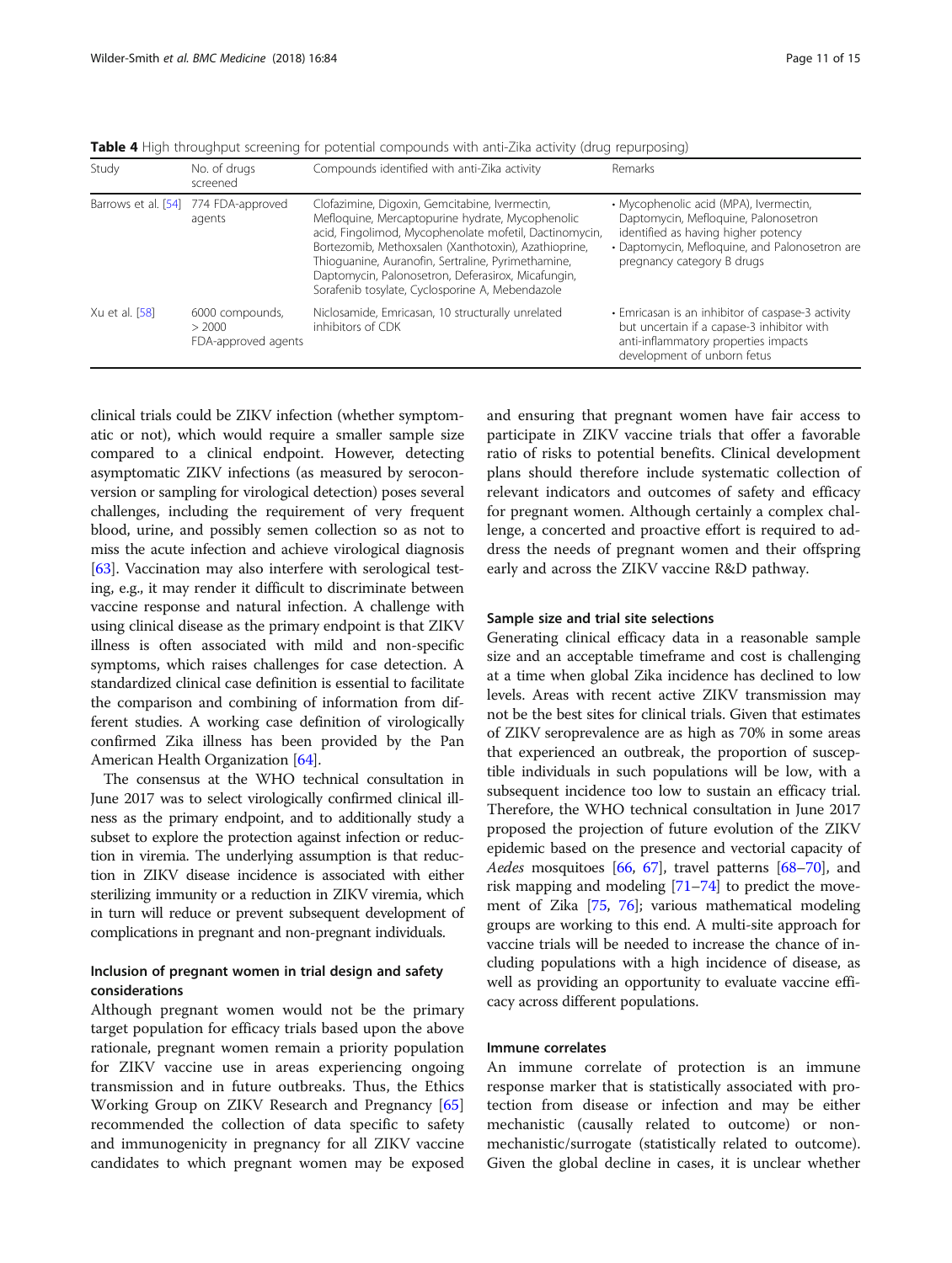**Table 4** High throughput screening for potential compounds with anti-Zika activity (drug repurposing)

| Study | No. of drugs screened | Compounds identified with anti-Zika activity | Remarks |
|---|---|---|---|
| Barrows et al. [54] | 774 FDA-approved agents | Clofazimine, Digoxin, Gemcitabine, Ivermectin, Mefloquine, Mercaptopurine hydrate, Mycophenolic acid, Fingolimod, Mycophenolate mofetil, Dactinomycin, Bortezomib, Methoxsalen (Xanthotoxin), Azathioprine, Thioguanine, Auranofin, Sertraline, Pyrimethamine, Daptomycin, Palonosetron, Deferasirox, Micafungin, Sorafenib tosylate, Cyclosporine A, Mebendazole | • Mycophenolic acid (MPA), Ivermectin, Daptomycin, Mefloquine, Palonosetron identified as having higher potency<br>• Daptomycin, Mefloquine, and Palonosetron are pregnancy category B drugs |
| Xu et al. [58] | 6000 compounds, > 2000 FDA-approved agents | Niclosamide, Emricasan, 10 structurally unrelated inhibitors of CDK | • Emricasan is an inhibitor of caspase-3 activity but uncertain if a capase-3 inhibitor with anti-inflammatory properties impacts development of unborn fetus |

clinical trials could be ZIKV infection (whether symptomatic or not), which would require a smaller sample size compared to a clinical endpoint. However, detecting asymptomatic ZIKV infections (as measured by seroconversion or sampling for virological detection) poses several challenges, including the requirement of very frequent blood, urine, and possibly semen collection so as not to miss the acute infection and achieve virological diagnosis [63]. Vaccination may also interfere with serological testing, e.g., it may render it difficult to discriminate between vaccine response and natural infection. A challenge with using clinical disease as the primary endpoint is that ZIKV illness is often associated with mild and non-specific symptoms, which raises challenges for case detection. A standardized clinical case definition is essential to facilitate the comparison and combining of information from different studies. A working case definition of virologically confirmed Zika illness has been provided by the Pan American Health Organization [64].

The consensus at the WHO technical consultation in June 2017 was to select virologically confirmed clinical illness as the primary endpoint, and to additionally study a subset to explore the protection against infection or reduction in viremia. The underlying assumption is that reduction in ZIKV disease incidence is associated with either sterilizing immunity or a reduction in ZIKV viremia, which in turn will reduce or prevent subsequent development of complications in pregnant and non-pregnant individuals.

### Inclusion of pregnant women in trial design and safety considerations

Although pregnant women would not be the primary target population for efficacy trials based upon the above rationale, pregnant women remain a priority population for ZIKV vaccine use in areas experiencing ongoing transmission and in future outbreaks. Thus, the Ethics Working Group on ZIKV Research and Pregnancy [65] recommended the collection of data specific to safety and immunogenicity in pregnancy for all ZIKV vaccine candidates to which pregnant women may be exposed and ensuring that pregnant women have fair access to participate in ZIKV vaccine trials that offer a favorable ratio of risks to potential benefits. Clinical development plans should therefore include systematic collection of relevant indicators and outcomes of safety and efficacy for pregnant women. Although certainly a complex challenge, a concerted and proactive effort is required to address the needs of pregnant women and their offspring early and across the ZIKV vaccine R&D pathway.

### Sample size and trial site selections

Generating clinical efficacy data in a reasonable sample size and an acceptable timeframe and cost is challenging at a time when global Zika incidence has declined to low levels. Areas with recent active ZIKV transmission may not be the best sites for clinical trials. Given that estimates of ZIKV seroprevalence are as high as 70% in some areas that experienced an outbreak, the proportion of susceptible individuals in such populations will be low, with a subsequent incidence too low to sustain an efficacy trial. Therefore, the WHO technical consultation in June 2017 proposed the projection of future evolution of the ZIKV epidemic based on the presence and vectorial capacity of *Aedes* mosquitoes [66, 67], travel patterns [68–70], and risk mapping and modeling [71–74] to predict the movement of Zika [75, 76]; various mathematical modeling groups are working to this end. A multi-site approach for vaccine trials will be needed to increase the chance of including populations with a high incidence of disease, as well as providing an opportunity to evaluate vaccine efficacy across different populations.

### Immune correlates

An immune correlate of protection is an immune response marker that is statistically associated with protection from disease or infection and may be either mechanistic (causally related to outcome) or non-mechanistic/surrogate (statistically related to outcome). Given the global decline in cases, it is unclear whether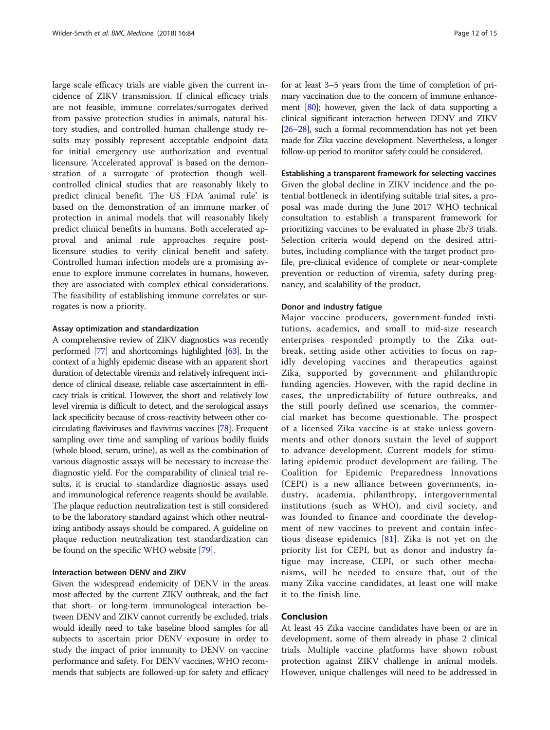large scale efficacy trials are viable given the current incidence of ZIKV transmission. If clinical efficacy trials are not feasible, immune correlates/surrogates derived from passive protection studies in animals, natural history studies, and controlled human challenge study results may possibly represent acceptable endpoint data for initial emergency use authorization and eventual licensure. 'Accelerated approval' is based on the demonstration of a surrogate of protection though well-controlled clinical studies that are reasonably likely to predict clinical benefit. The US FDA 'animal rule' is based on the demonstration of an immune marker of protection in animal models that will reasonably likely predict clinical benefits in humans. Both accelerated approval and animal rule approaches require post-licensure studies to verify clinical benefit and safety. Controlled human infection models are a promising avenue to explore immune correlates in humans, however, they are associated with complex ethical considerations. The feasibility of establishing immune correlates or surrogates is now a priority.

#### Assay optimization and standardization

A comprehensive review of ZIKV diagnostics was recently performed [77] and shortcomings highlighted [63]. In the context of a highly epidemic disease with an apparent short duration of detectable viremia and relatively infrequent incidence of clinical disease, reliable case ascertainment in efficacy trials is critical. However, the short and relatively low level viremia is difficult to detect, and the serological assays lack specificity because of cross-reactivity between other co-circulating flaviviruses and flavivirus vaccines [78]. Frequent sampling over time and sampling of various bodily fluids (whole blood, serum, urine), as well as the combination of various diagnostic assays will be necessary to increase the diagnostic yield. For the comparability of clinical trial results, it is crucial to standardize diagnostic assays used and immunological reference reagents should be available. The plaque reduction neutralization test is still considered to be the laboratory standard against which other neutralizing antibody assays should be compared. A guideline on plaque reduction neutralization test standardization can be found on the specific WHO website [79].

#### Interaction between DENV and ZIKV

Given the widespread endemicity of DENV in the areas most affected by the current ZIKV outbreak, and the fact that short- or long-term immunological interaction between DENV and ZIKV cannot currently be excluded, trials would ideally need to take baseline blood samples for all subjects to ascertain prior DENV exposure in order to study the impact of prior immunity to DENV on vaccine performance and safety. For DENV vaccines, WHO recommends that subjects are followed-up for safety and efficacy for at least 3–5 years from the time of completion of primary vaccination due to the concern of immune enhancement [80]; however, given the lack of data supporting a clinical significant interaction between DENV and ZIKV [26–28], such a formal recommendation has not yet been made for Zika vaccine development. Nevertheless, a longer follow-up period to monitor safety could be considered.

#### Establishing a transparent framework for selecting vaccines

Given the global decline in ZIKV incidence and the potential bottleneck in identifying suitable trial sites, a proposal was made during the June 2017 WHO technical consultation to establish a transparent framework for prioritizing vaccines to be evaluated in phase 2b/3 trials. Selection criteria would depend on the desired attributes, including compliance with the target product profile, pre-clinical evidence of complete or near-complete prevention or reduction of viremia, safety during pregnancy, and scalability of the product.

#### Donor and industry fatigue

Major vaccine producers, government-funded institutions, academics, and small to mid-size research enterprises responded promptly to the Zika outbreak, setting aside other activities to focus on rapidly developing vaccines and therapeutics against Zika, supported by government and philanthropic funding agencies. However, with the rapid decline in cases, the unpredictability of future outbreaks, and the still poorly defined use scenarios, the commercial market has become questionable. The prospect of a licensed Zika vaccine is at stake unless governments and other donors sustain the level of support to advance development. Current models for stimulating epidemic product development are failing. The Coalition for Epidemic Preparedness Innovations (CEPI) is a new alliance between governments, industry, academia, philanthropy, intergovernmental institutions (such as WHO), and civil society, and was founded to finance and coordinate the development of new vaccines to prevent and contain infectious disease epidemics [81]. Zika is not yet on the priority list for CEPI, but as donor and industry fatigue may increase, CEPI, or such other mechanisms, will be needed to ensure that, out of the many Zika vaccine candidates, at least one will make it to the finish line.

## Conclusion

At least 45 Zika vaccine candidates have been or are in development, some of them already in phase 2 clinical trials. Multiple vaccine platforms have shown robust protection against ZIKV challenge in animal models. However, unique challenges will need to be addressed in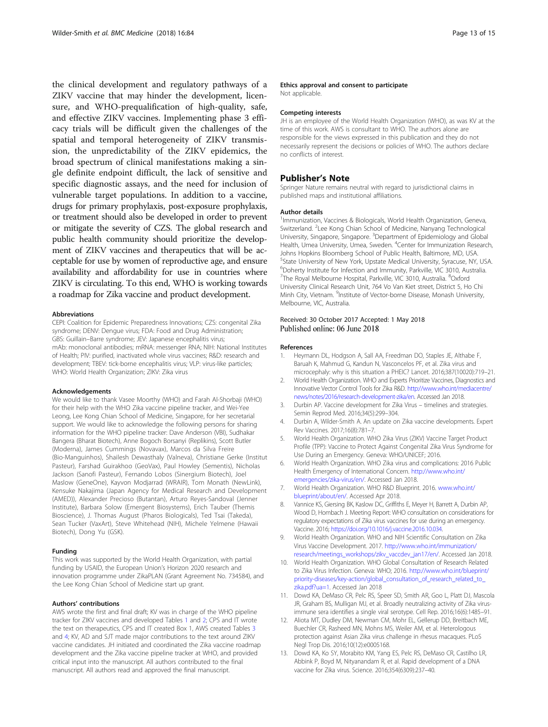the clinical development and regulatory pathways of a ZIKV vaccine that may hinder the development, licensure, and WHO-prequalification of high-quality, safe, and effective ZIKV vaccines. Implementing phase 3 efficacy trials will be difficult given the challenges of the spatial and temporal heterogeneity of ZIKV transmission, the unpredictability of the ZIKV epidemics, the broad spectrum of clinical manifestations making a single definite endpoint difficult, the lack of sensitive and specific diagnostic assays, and the need for inclusion of vulnerable target populations. In addition to a vaccine, drugs for primary prophylaxis, post-exposure prophylaxis, or treatment should also be developed in order to prevent or mitigate the severity of CZS. The global research and public health community should prioritize the development of ZIKV vaccines and therapeutics that will be acceptable for use by women of reproductive age, and ensure availability and affordability for use in countries where ZIKV is circulating. To this end, WHO is working towards a roadmap for Zika vaccine and product development.

#### Abbreviations

CEPI: Coalition for Epidemic Preparedness Innovations; CZS: congenital Zika syndrome; DENV: Dengue virus; FDA: Food and Drug Administration; GBS: Guillain–Barre syndrome; JEV: Japanese encephalitis virus; mAb: monoclonal antibodies; mRNA: messenger RNA; NIH: National Institutes of Health; PIV: purified, inactivated whole virus vaccines; R&D: research and development; TBEV: tick-borne encephalitis virus; VLP: virus-like particles; WHO: World Health Organization; ZIKV: Zika virus

#### Acknowledgements

We would like to thank Vasee Moorthy (WHO) and Farah Al-Shorbaji (WHO) for their help with the WHO Zika vaccine pipeline tracker, and Wei-Yee Leong, Lee Kong Chian School of Medicine, Singapore, for her secretarial support. We would like to acknowledge the following persons for sharing information for the WHO pipeline tracker: Dave Anderson (VBI), Sudhakar Bangera (Bharat Biotech), Anne Bogoch Borsanyi (Replikins), Scott Butler (Moderna), James Cummings (Novavax), Marcos da Silva Freire (Bio-Manguinhos), Shailesh Dewasthaly (Valneva), Christiane Gerke (Institut Pasteur), Farshad Guirakhoo (GeoVax), Paul Howley (Sementis), Nicholas Jackson (Sanofi Pasteur), Fernando Lobos (Sinergium Biotech), Joel Maslow (GeneOne), Kayvon Modjarrad (WRAIR), Tom Monath (NewLink), Kensuke Nakajima (Japan Agency for Medical Research and Development (AMED)), Alexander Precioso (Butantan), Arturo Reyes-Sandoval (Jenner Institute), Barbara Solow (Emergent Biosystems), Erich Tauber (Themis Bioscience), J. Thomas August (Pharos Biologicals), Ted Tsai (Takeda), Sean Tucker (VaxArt), Steve Whitehead (NIH), Michele Yelmene (Hawaii Biotech), Dong Yu (GSK).

#### Funding

This work was supported by the World Health Organization, with partial funding by USAID, the European Union's Horizon 2020 research and innovation programme under ZikaPLAN (Grant Agreement No. 734584), and the Lee Kong Chian School of Medicine start up grant.

#### Authors' contributions

AWS wrote the first and final draft; KV was in charge of the WHO pipeline tracker for ZIKV vaccines and developed Tables 1 and 2; CPS and IT wrote the text on therapeutics, CPS and IT created Box 1, AWS created Tables 3 and 4; KV, AD and SJT made major contributions to the text around ZIKV vaccine candidates. JH initiated and coordinated the Zika vaccine roadmap development and the Zika vaccine pipeline tracker at WHO, and provided critical input into the manuscript. All authors contributed to the final manuscript. All authors read and approved the final manuscript.

#### Ethics approval and consent to participate

Not applicable.

#### Competing interests

JH is an employee of the World Health Organization (WHO), as was KV at the time of this work. AWS is consultant to WHO. The authors alone are responsible for the views expressed in this publication and they do not necessarily represent the decisions or policies of WHO. The authors declare no conflicts of interest.

## Publisher's Note

Springer Nature remains neutral with regard to jurisdictional claims in published maps and institutional affiliations.

#### Author details

[1]Immunization, Vaccines & Biologicals, World Health Organization, Geneva, Switzerland. [2]Lee Kong Chian School of Medicine, Nanyang Technological University, Singapore, Singapore. [3]Department of Epidemiology and Global Health, Umea University, Umea, Sweden. [4]Center for Immunization Research, Johns Hopkins Bloomberg School of Public Health, Baltimore, MD, USA. [5]State University of New York, Upstate Medical University, Syracuse, NY, USA. [6]Doherty Institute for Infection and Immunity, Parkville, VIC 3010, Australia. [7]The Royal Melbourne Hospital, Parkville, VIC 3010, Australia. [8]Oxford University Clinical Research Unit, 764 Vo Van Kiet street, District 5, Ho Chi Minh City, Vietnam. [9]Institute of Vector-borne Disease, Monash University, Melbourne, VIC, Australia.

Received: 30 October 2017 Accepted: 1 May 2018
Published online: 06 June 2018

#### References

1. Heymann DL, Hodgson A, Sall AA, Freedman DO, Staples JE, Althabe F, Baruah K, Mahmud G, Kandun N, Vasconcelos PF, et al. Zika virus and microcephaly: why is this situation a PHEIC? Lancet. 2016;387(10020):719–21.
2. World Health Organization. WHO and Experts Prioritize Vaccines, Diagnostics and Innovative Vector Control Tools for Zika R&D. http://www.who.int/mediacentre/news/notes/2016/research-development-zika/en. Accessed Jan 2018.
3. Durbin AP. Vaccine development for Zika Virus – timelines and strategies. Semin Reprod Med. 2016;34(5):299–304.
4. Durbin A, Wilder-Smith A. An update on Zika vaccine developments. Expert Rev Vaccines. 2017;16(8):781–7.
5. World Health Organization. WHO Zika Virus (ZIKV) Vaccine Target Product Profile (TPP): Vaccine to Protect Against Congenital Zika Virus Syndrome for Use During an Emergency. Geneva: WHO/UNICEF; 2016.
6. World Health Organization. WHO Zika virus and complications: 2016 Public Health Emergency of International Concern. http://www.who.int/emergencies/zika-virus/en/. Accessed Jan 2018.
7. World Health Organization. WHO R&D Blueprint. 2016. www.who.int/blueprint/about/en/. Accessed Apr 2018.
8. Vannice KS, Giersing BK, Kaslow DC, Griffiths E, Meyer H, Barrett A, Durbin AP, Wood D, Hombach J. Meeting Report: WHO consultation on considerations for regulatory expectations of Zika virus vaccines for use during an emergency. Vaccine. 2016; https://doi.org/10.1016/j.vaccine.2016.10.034.
9. World Health Organization. WHO and NIH Scientific Consultation on Zika Virus Vaccine Development. 2017. http://www.who.int/immunization/research/meetings_workshops/zikv_vaccdev_jan17/en/. Accessed Jan 2018.
10. World Health Organization. WHO Global Consultation of Research Related to Zika Virus Infection. Geneva: WHO; 2016. http://www.who.int/blueprint/priority-diseases/key-action/global_consultation_of_research_related_to_zika.pdf?ua=1. Accessed Jan 2018
11. Dowd KA, DeMaso CR, Pelc RS, Speer SD, Smith AR, Goo L, Platt DJ, Mascola JR, Graham BS, Mulligan MJ, et al. Broadly neutralizing activity of Zika virus-immune sera identifies a single viral serotype. Cell Rep. 2016;16(6):1485–91.
12. Aliota MT, Dudley DM, Newman CM, Mohr EL, Gellerup DD, Breitbach ME, Buechler CR, Rasheed MN, Mohns MS, Weiler AM, et al. Heterologous protection against Asian Zika virus challenge in rhesus macaques. PLoS Negl Trop Dis. 2016;10(12):e0005168.
13. Dowd KA, Ko SY, Morabito KM, Yang ES, Pelc RS, DeMaso CR, Castilho LR, Abbink P, Boyd M, Nityanandam R, et al. Rapid development of a DNA vaccine for Zika virus. Science. 2016;354(6309):237–40.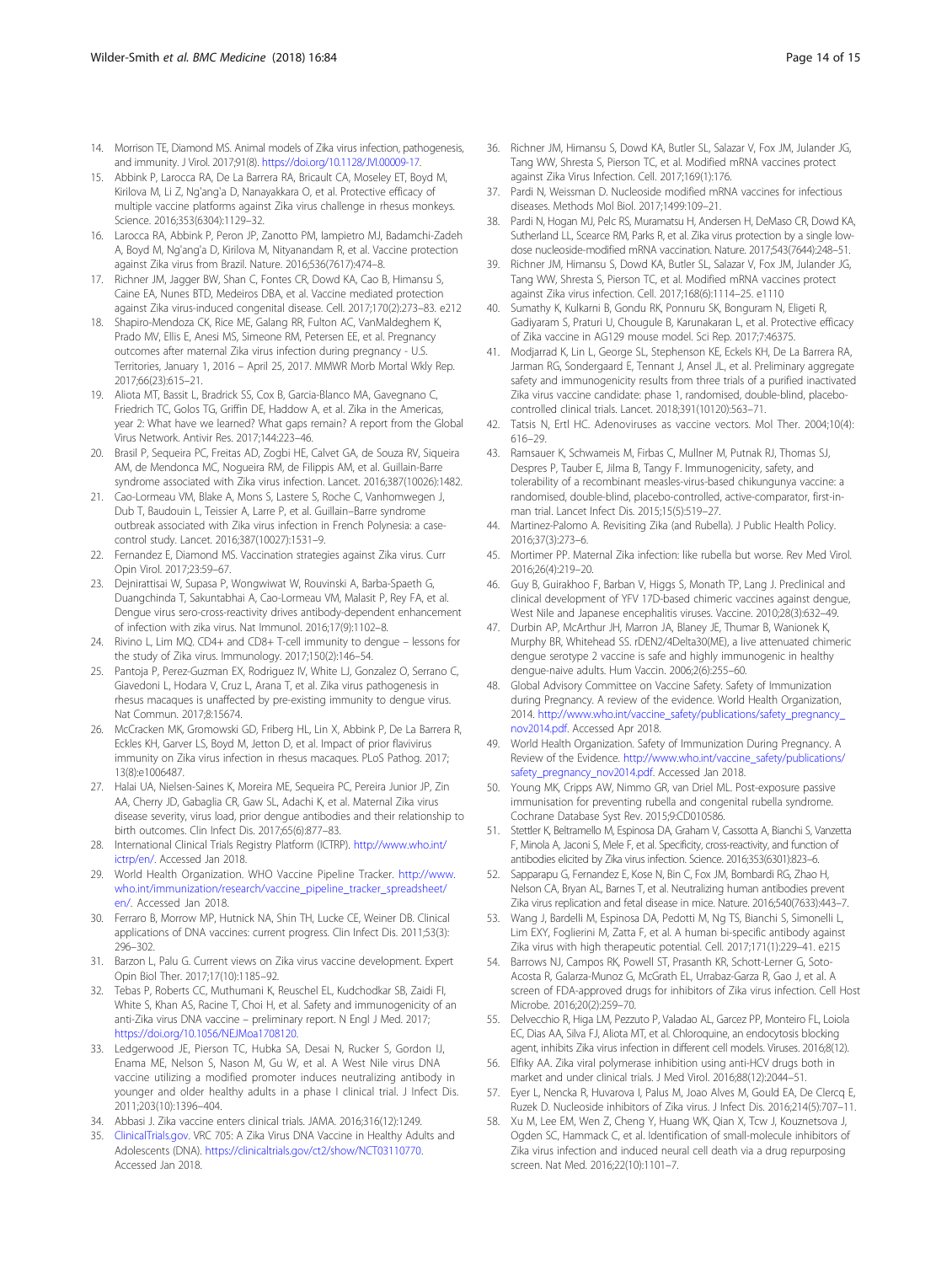14. Morrison TE, Diamond MS. Animal models of Zika virus infection, pathogenesis, and immunity. J Virol. 2017;91(8). https://doi.org/10.1128/JVI.00009-17.
15. Abbink P, Larocca RA, De La Barrera RA, Bricault CA, Moseley ET, Boyd M, Kirilova M, Li Z, Ng'ang'a D, Nanayakkara O, et al. Protective efficacy of multiple vaccine platforms against Zika virus challenge in rhesus monkeys. Science. 2016;353(6304):1129–32.
16. Larocca RA, Abbink P, Peron JP, Zanotto PM, Iampietro MJ, Badamchi-Zadeh A, Boyd M, Ng'ang'a D, Kirilova M, Nityanandam R, et al. Vaccine protection against Zika virus from Brazil. Nature. 2016;536(7617):474–8.
17. Richner JM, Jagger BW, Shan C, Fontes CR, Dowd KA, Cao B, Himansu S, Caine EA, Nunes BTD, Medeiros DBA, et al. Vaccine mediated protection against Zika virus-induced congenital disease. Cell. 2017;170(2):273–83. e212
18. Shapiro-Mendoza CK, Rice ME, Galang RR, Fulton AC, VanMaldeghem K, Prado MV, Ellis E, Anesi MS, Simeone RM, Petersen EE, et al. Pregnancy outcomes after maternal Zika virus infection during pregnancy - U.S. Territories, January 1, 2016 – April 25, 2017. MMWR Morb Mortal Wkly Rep. 2017;66(23):615–21.
19. Aliota MT, Bassit L, Bradrick SS, Cox B, Garcia-Blanco MA, Gavegnano C, Friedrich TC, Golos TG, Griffin DE, Haddow A, et al. Zika in the Americas, year 2: What have we learned? What gaps remain? A report from the Global Virus Network. Antivir Res. 2017;144:223–46.
20. Brasil P, Sequeira PC, Freitas AD, Zogbi HE, Calvet GA, de Souza RV, Siqueira AM, de Mendonca MC, Nogueira RM, de Filippis AM, et al. Guillain-Barre syndrome associated with Zika virus infection. Lancet. 2016;387(10026):1482.
21. Cao-Lormeau VM, Blake A, Mons S, Lastere S, Roche C, Vanhomwegen J, Dub T, Baudouin L, Teissier A, Larre P, et al. Guillain–Barre syndrome outbreak associated with Zika virus infection in French Polynesia: a case-control study. Lancet. 2016;387(10027):1531–9.
22. Fernandez E, Diamond MS. Vaccination strategies against Zika virus. Curr Opin Virol. 2017;23:59–67.
23. Dejnirattisai W, Supasa P, Wongwiwat W, Rouvinski A, Barba-Spaeth G, Duangchinda T, Sakuntabhai A, Cao-Lormeau VM, Malasit P, Rey FA, et al. Dengue virus sero-cross-reactivity drives antibody-dependent enhancement of infection with zika virus. Nat Immunol. 2016;17(9):1102–8.
24. Rivino L, Lim MQ. CD4+ and CD8+ T-cell immunity to dengue – lessons for the study of Zika virus. Immunology. 2017;150(2):146–54.
25. Pantoja P, Perez-Guzman EX, Rodriguez IV, White LJ, Gonzalez O, Serrano C, Giavedoni L, Hodara V, Cruz L, Arana T, et al. Zika virus pathogenesis in rhesus macaques is unaffected by pre-existing immunity to dengue virus. Nat Commun. 2017;8:15674.
26. McCracken MK, Gromowski GD, Friberg HL, Lin X, Abbink P, De La Barrera R, Eckles KH, Garver LS, Boyd M, Jetton D, et al. Impact of prior flavivirus immunity on Zika virus infection in rhesus macaques. PLoS Pathog. 2017; 13(8):e1006487.
27. Halai UA, Nielsen-Saines K, Moreira ME, Sequeira PC, Pereira Junior JP, Zin AA, Cherry JD, Gabaglia CR, Gaw SL, Adachi K, et al. Maternal Zika virus disease severity, virus load, prior dengue antibodies and their relationship to birth outcomes. Clin Infect Dis. 2017;65(6):877–83.
28. International Clinical Trials Registry Platform (ICTRP). http://www.who.int/ictrp/en/. Accessed Jan 2018.
29. World Health Organization. WHO Vaccine Pipeline Tracker. http://www.who.int/immunization/research/vaccine_pipeline_tracker_spreadsheet/en/. Accessed Jan 2018.
30. Ferraro B, Morrow MP, Hutnick NA, Shin TH, Lucke CE, Weiner DB. Clinical applications of DNA vaccines: current progress. Clin Infect Dis. 2011;53(3): 296–302.
31. Barzon L, Palu G. Current views on Zika virus vaccine development. Expert Opin Biol Ther. 2017;17(10):1185–92.
32. Tebas P, Roberts CC, Muthumani K, Reuschel EL, Kudchodkar SB, Zaidi FI, White S, Khan AS, Racine T, Choi H, et al. Safety and immunogenicity of an anti-Zika virus DNA vaccine – preliminary report. N Engl J Med. 2017; https://doi.org/10.1056/NEJMoa1708120.
33. Ledgerwood JE, Pierson TC, Hubka SA, Desai N, Rucker S, Gordon IJ, Enama ME, Nelson S, Nason M, Gu W, et al. A West Nile virus DNA vaccine utilizing a modified promoter induces neutralizing antibody in younger and older healthy adults in a phase I clinical trial. J Infect Dis. 2011;203(10):1396–404.
34. Abbasi J. Zika vaccine enters clinical trials. JAMA. 2016;316(12):1249.
35. ClinicalTrials.gov. VRC 705: A Zika Virus DNA Vaccine in Healthy Adults and Adolescents (DNA). https://clinicaltrials.gov/ct2/show/NCT03110770. Accessed Jan 2018.
36. Richner JM, Himansu S, Dowd KA, Butler SL, Salazar V, Fox JM, Julander JG, Tang WW, Shresta S, Pierson TC, et al. Modified mRNA vaccines protect against Zika Virus Infection. Cell. 2017;169(1):176.
37. Pardi N, Weissman D. Nucleoside modified mRNA vaccines for infectious diseases. Methods Mol Biol. 2017;1499:109–21.
38. Pardi N, Hogan MJ, Pelc RS, Muramatsu H, Andersen H, DeMaso CR, Dowd KA, Sutherland LL, Scearce RM, Parks R, et al. Zika virus protection by a single low-dose nucleoside-modified mRNA vaccination. Nature. 2017;543(7644):248–51.
39. Richner JM, Himansu S, Dowd KA, Butler SL, Salazar V, Fox JM, Julander JG, Tang WW, Shresta S, Pierson TC, et al. Modified mRNA vaccines protect against Zika virus infection. Cell. 2017;168(6):1114–25. e1110
40. Sumathy K, Kulkarni B, Gondu RK, Ponnuru SK, Bonguram N, Eligeti R, Gadiyaram S, Praturi U, Chougule B, Karunakaran L, et al. Protective efficacy of Zika vaccine in AG129 mouse model. Sci Rep. 2017;7:46375.
41. Modjarrad K, Lin L, George SL, Stephenson KE, Eckels KH, De La Barrera RA, Jarman RG, Sondergaard E, Tennant J, Ansel JL, et al. Preliminary aggregate safety and immunogenicity results from three trials of a purified inactivated Zika virus vaccine candidate: phase 1, randomised, double-blind, placebo-controlled clinical trials. Lancet. 2018;391(10120):563–71.
42. Tatsis N, Ertl HC. Adenoviruses as vaccine vectors. Mol Ther. 2004;10(4): 616–29.
43. Ramsauer K, Schwameis M, Firbas C, Mullner M, Putnak RJ, Thomas SJ, Despres P, Tauber E, Jilma B, Tangy F. Immunogenicity, safety, and tolerability of a recombinant measles-virus-based chikungunya vaccine: a randomised, double-blind, placebo-controlled, active-comparator, first-in-man trial. Lancet Infect Dis. 2015;15(5):519–27.
44. Martinez-Palomo A. Revisiting Zika (and Rubella). J Public Health Policy. 2016;37(3):273–6.
45. Mortimer PP. Maternal Zika infection: like rubella but worse. Rev Med Virol. 2016;26(4):219–20.
46. Guy B, Guirakhoo F, Barban V, Higgs S, Monath TP, Lang J. Preclinical and clinical development of YFV 17D-based chimeric vaccines against dengue, West Nile and Japanese encephalitis viruses. Vaccine. 2010;28(3):632–49.
47. Durbin AP, McArthur JH, Marron JA, Blaney JE, Thumar B, Wanionek K, Murphy BR, Whitehead SS. rDEN2/4Delta30(ME), a live attenuated chimeric dengue serotype 2 vaccine is safe and highly immunogenic in healthy dengue-naive adults. Hum Vaccin. 2006;2(6):255–60.
48. Global Advisory Committee on Vaccine Safety. Safety of Immunization during Pregnancy. A review of the evidence. World Health Organization, 2014. http://www.who.int/vaccine_safety/publications/safety_pregnancy_nov2014.pdf. Accessed Apr 2018.
49. World Health Organization. Safety of Immunization During Pregnancy. A Review of the Evidence. http://www.who.int/vaccine_safety/publications/safety_pregnancy_nov2014.pdf. Accessed Jan 2018.
50. Young MK, Cripps AW, Nimmo GR, van Driel ML. Post-exposure passive immunisation for preventing rubella and congenital rubella syndrome. Cochrane Database Syst Rev. 2015;9:CD010586.
51. Stettler K, Beltramello M, Espinosa DA, Graham V, Cassotta A, Bianchi S, Vanzetta F, Minola A, Jaconi S, Mele F, et al. Specificity, cross-reactivity, and function of antibodies elicited by Zika virus infection. Science. 2016;353(6301):823–6.
52. Sapparapu G, Fernandez E, Kose N, Bin C, Fox JM, Bombardi RG, Zhao H, Nelson CA, Bryan AL, Barnes T, et al. Neutralizing human antibodies prevent Zika virus replication and fetal disease in mice. Nature. 2016;540(7633):443–7.
53. Wang J, Bardelli M, Espinosa DA, Pedotti M, Ng TS, Bianchi S, Simonelli L, Lim EXY, Foglierini M, Zatta F, et al. A human bi-specific antibody against Zika virus with high therapeutic potential. Cell. 2017;171(1):229–41. e215
54. Barrows NJ, Campos RK, Powell ST, Prasanth KR, Schott-Lerner G, Soto-Acosta R, Galarza-Munoz G, McGrath EL, Urrabaz-Garza R, Gao J, et al. A screen of FDA-approved drugs for inhibitors of Zika virus infection. Cell Host Microbe. 2016;20(2):259–70.
55. Delvecchio R, Higa LM, Pezzuto P, Valadao AL, Garcez PP, Monteiro FL, Loiola EC, Dias AA, Silva FJ, Aliota MT, et al. Chloroquine, an endocytosis blocking agent, inhibits Zika virus infection in different cell models. Viruses. 2016;8(12).
56. Elfiky AA. Zika viral polymerase inhibition using anti-HCV drugs both in market and under clinical trials. J Med Virol. 2016;88(12):2044–51.
57. Eyer L, Nencka R, Huvarova I, Palus M, Joao Alves M, Gould EA, De Clercq E, Ruzek D. Nucleoside inhibitors of Zika virus. J Infect Dis. 2016;214(5):707–11.
58. Xu M, Lee EM, Wen Z, Cheng Y, Huang WK, Qian X, Tcw J, Kouznetsova J, Ogden SC, Hammack C, et al. Identification of small-molecule inhibitors of Zika virus infection and induced neural cell death via a drug repurposing screen. Nat Med. 2016;22(10):1101–7.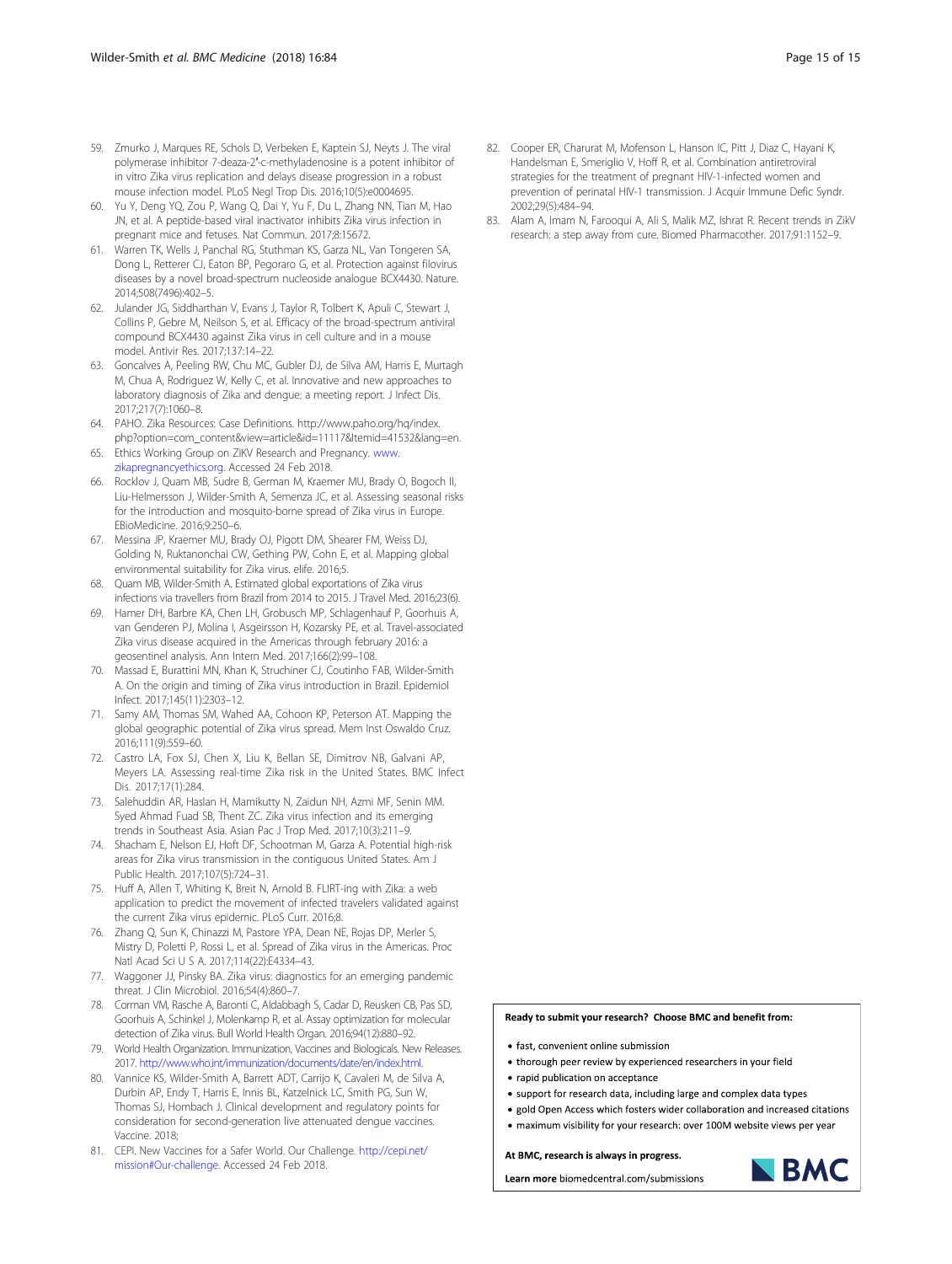59. Zmurko J, Marques RE, Schols D, Verbeken E, Kaptein SJ, Neyts J. The viral polymerase inhibitor 7-deaza-2'-c-methyladenosine is a potent inhibitor of in vitro Zika virus replication and delays disease progression in a robust mouse infection model. PLoS Negl Trop Dis. 2016;10(5):e0004695.
60. Yu Y, Deng YQ, Zou P, Wang Q, Dai Y, Yu F, Du L, Zhang NN, Tian M, Hao JN, et al. A peptide-based viral inactivator inhibits Zika virus infection in pregnant mice and fetuses. Nat Commun. 2017;8:15672.
61. Warren TK, Wells J, Panchal RG, Stuthman KS, Garza NL, Van Tongeren SA, Dong L, Retterer CJ, Eaton BP, Pegoraro G, et al. Protection against filovirus diseases by a novel broad-spectrum nucleoside analogue BCX4430. Nature. 2014;508(7496):402–5.
62. Julander JG, Siddharthan V, Evans J, Taylor R, Tolbert K, Apuli C, Stewart J, Collins P, Gebre M, Neilson S, et al. Efficacy of the broad-spectrum antiviral compound BCX4430 against Zika virus in cell culture and in a mouse model. Antivir Res. 2017;137:14–22.
63. Goncalves A, Peeling RW, Chu MC, Gubler DJ, de Silva AM, Harris E, Murtagh M, Chua A, Rodriguez W, Kelly C, et al. Innovative and new approaches to laboratory diagnosis of Zika and dengue: a meeting report. J Infect Dis. 2017;217(7):1060–8.
64. PAHO. Zika Resources: Case Definitions. http://www.paho.org/hq/index.php?option=com_content&view=article&id=11117&Itemid=41532&lang=en.
65. Ethics Working Group on ZIKV Research and Pregnancy. www.zikapregnancyethics.org. Accessed 24 Feb 2018.
66. Rocklov J, Quam MB, Sudre B, German M, Kraemer MU, Brady O, Bogoch II, Liu-Helmersson J, Wilder-Smith A, Semenza JC, et al. Assessing seasonal risks for the introduction and mosquito-borne spread of Zika virus in Europe. EBioMedicine. 2016;9:250–6.
67. Messina JP, Kraemer MU, Brady OJ, Pigott DM, Shearer FM, Weiss DJ, Golding N, Ruktanonchai CW, Gething PW, Cohn E, et al. Mapping global environmental suitability for Zika virus. elife. 2016;5.
68. Quam MB, Wilder-Smith A. Estimated global exportations of Zika virus infections via travellers from Brazil from 2014 to 2015. J Travel Med. 2016;23(6).
69. Hamer DH, Barbre KA, Chen LH, Grobusch MP, Schlagenhauf P, Goorhuis A, van Genderen PJ, Molina I, Asgeirsson H, Kozarsky PE, et al. Travel-associated Zika virus disease acquired in the Americas through february 2016: a geosentinel analysis. Ann Intern Med. 2017;166(2):99–108.
70. Massad E, Burattini MN, Khan K, Struchiner CJ, Coutinho FAB, Wilder-Smith A. On the origin and timing of Zika virus introduction in Brazil. Epidemiol Infect. 2017;145(11):2303–12.
71. Samy AM, Thomas SM, Wahed AA, Cohoon KP, Peterson AT. Mapping the global geographic potential of Zika virus spread. Mem Inst Oswaldo Cruz. 2016;111(9):559–60.
72. Castro LA, Fox SJ, Chen X, Liu K, Bellan SE, Dimitrov NB, Galvani AP, Meyers LA. Assessing real-time Zika risk in the United States. BMC Infect Dis. 2017;17(1):284.
73. Salehuddin AR, Haslan H, Mamikutty N, Zaidun NH, Azmi MF, Senin MM. Syed Ahmad Fuad SB, Thent ZC. Zika virus infection and its emerging trends in Southeast Asia. Asian Pac J Trop Med. 2017;10(3):211–9.
74. Shacham E, Nelson EJ, Hoft DF, Schootman M, Garza A. Potential high-risk areas for Zika virus transmission in the contiguous United States. Am J Public Health. 2017;107(5):724–31.
75. Huff A, Allen T, Whiting K, Breit N, Arnold B. FLIRT-ing with Zika: a web application to predict the movement of infected travelers validated against the current Zika virus epidemic. PLoS Curr. 2016;8.
76. Zhang Q, Sun K, Chinazzi M, Pastore YPA, Dean NE, Rojas DP, Merler S, Mistry D, Poletti P, Rossi L, et al. Spread of Zika virus in the Americas. Proc Natl Acad Sci U S A. 2017;114(22):E4334–43.
77. Waggoner JJ, Pinsky BA. Zika virus: diagnostics for an emerging pandemic threat. J Clin Microbiol. 2016;54(4):860–7.
78. Corman VM, Rasche A, Baronti C, Aldabbagh S, Cadar D, Reusken CB, Pas SD, Goorhuis A, Schinkel J, Molenkamp R, et al. Assay optimization for molecular detection of Zika virus. Bull World Health Organ. 2016;94(12):880–92.
79. World Health Organization. Immunization, Vaccines and Biologicals. New Releases. 2017. http://www.who.int/immunization/documents/date/en/index.html.
80. Vannice KS, Wilder-Smith A, Barrett ADT, Carrijo K, Cavaleri M, de Silva A, Durbin AP, Endy T, Harris E, Innis BL, Katzelnick LC, Smith PG, Sun W, Thomas SJ, Hombach J. Clinical development and regulatory points for consideration for second-generation live attenuated dengue vaccines. Vaccine. 2018;
81. CEPI. New Vaccines for a Safer World. Our Challenge. http://cepi.net/mission#Our-challenge. Accessed 24 Feb 2018.
82. Cooper ER, Charurat M, Mofenson L, Hanson IC, Pitt J, Diaz C, Hayani K, Handelsman E, Smeriglio V, Hoff R, et al. Combination antiretroviral strategies for the treatment of pregnant HIV-1-infected women and prevention of perinatal HIV-1 transmission. J Acquir Immune Defic Syndr. 2002;29(5):484–94.
83. Alam A, Imam N, Farooqui A, Ali S, Malik MZ, Ishrat R. Recent trends in ZikV research: a step away from cure. Biomed Pharmacother. 2017;91:1152–9.

**Ready to submit your research? Choose BMC and benefit from:**

- fast, convenient online submission
- thorough peer review by experienced researchers in your field
- rapid publication on acceptance
- support for research data, including large and complex data types
- gold Open Access which fosters wider collaboration and increased citations
- maximum visibility for your research: over 100M website views per year

**At BMC, research is always in progress.**

**Learn more** biomedcentral.com/submissions

BMC